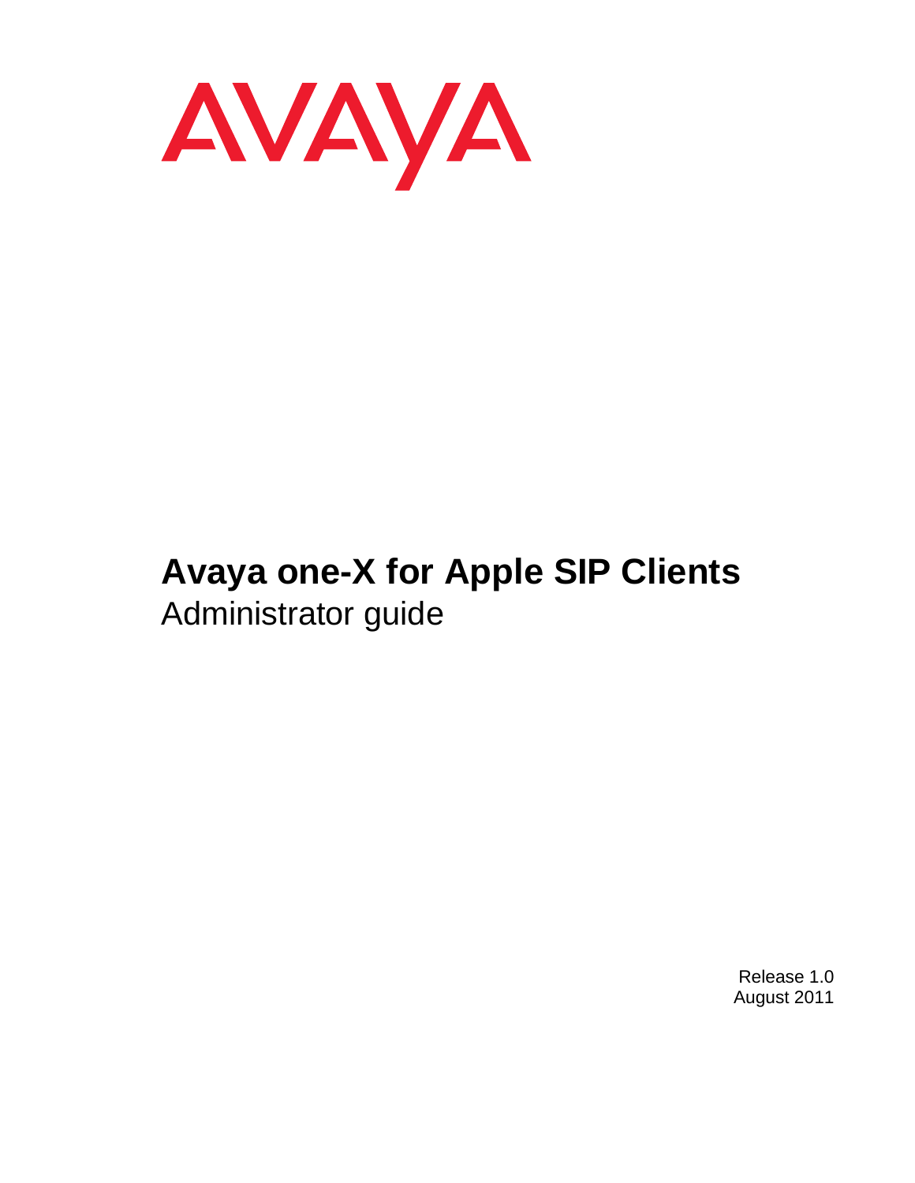AVAYA

# Avaya one-X for Apple SIP Clients

Administrator guide

Release 1.0
August 2011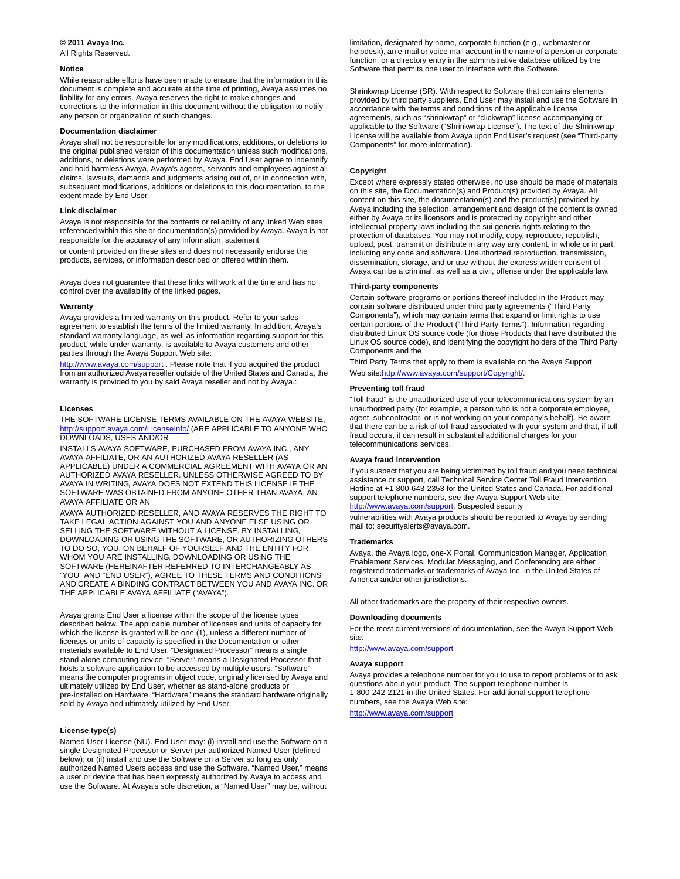**© 2011 Avaya Inc.**

All Rights Reserved.

### Notice

While reasonable efforts have been made to ensure that the information in this document is complete and accurate at the time of printing, Avaya assumes no liability for any errors. Avaya reserves the right to make changes and corrections to the information in this document without the obligation to notify any person or organization of such changes.

### Documentation disclaimer

Avaya shall not be responsible for any modifications, additions, or deletions to the original published version of this documentation unless such modifications, additions, or deletions were performed by Avaya. End User agree to indemnify and hold harmless Avaya, Avaya's agents, servants and employees against all claims, lawsuits, demands and judgments arising out of, or in connection with, subsequent modifications, additions or deletions to this documentation, to the extent made by End User.

### Link disclaimer

Avaya is not responsible for the contents or reliability of any linked Web sites referenced within this site or documentation(s) provided by Avaya. Avaya is not responsible for the accuracy of any information, statement

or content provided on these sites and does not necessarily endorse the products, services, or information described or offered within them.

Avaya does not guarantee that these links will work all the time and has no control over the availability of the linked pages.

### Warranty

Avaya provides a limited warranty on this product. Refer to your sales agreement to establish the terms of the limited warranty. In addition, Avaya's standard warranty language, as well as information regarding support for this product, while under warranty, is available to Avaya customers and other parties through the Avaya Support Web site:

http://www.avaya.com/support . Please note that if you acquired the product from an authorized Avaya reseller outside of the United States and Canada, the warranty is provided to you by said Avaya reseller and not by Avaya.:

### Licenses

THE SOFTWARE LICENSE TERMS AVAILABLE ON THE AVAYA WEBSITE, http://support.avaya.com/LicenseInfo/ (ARE APPLICABLE TO ANYONE WHO DOWNLOADS, USES AND/OR

INSTALLS AVAYA SOFTWARE, PURCHASED FROM AVAYA INC., ANY AVAYA AFFILIATE, OR AN AUTHORIZED AVAYA RESELLER (AS APPLICABLE) UNDER A COMMERCIAL AGREEMENT WITH AVAYA OR AN AUTHORIZED AVAYA RESELLER. UNLESS OTHERWISE AGREED TO BY AVAYA IN WRITING, AVAYA DOES NOT EXTEND THIS LICENSE IF THE SOFTWARE WAS OBTAINED FROM ANYONE OTHER THAN AVAYA, AN AVAYA AFFILIATE OR AN

AVAYA AUTHORIZED RESELLER, AND AVAYA RESERVES THE RIGHT TO TAKE LEGAL ACTION AGAINST YOU AND ANYONE ELSE USING OR SELLING THE SOFTWARE WITHOUT A LICENSE. BY INSTALLING, DOWNLOADING OR USING THE SOFTWARE, OR AUTHORIZING OTHERS TO DO SO, YOU, ON BEHALF OF YOURSELF AND THE ENTITY FOR WHOM YOU ARE INSTALLING, DOWNLOADING OR USING THE SOFTWARE (HEREINAFTER REFERRED TO INTERCHANGEABLY AS "YOU" AND "END USER"), AGREE TO THESE TERMS AND CONDITIONS AND CREATE A BINDING CONTRACT BETWEEN YOU AND AVAYA INC. OR THE APPLICABLE AVAYA AFFILIATE ("AVAYA").

Avaya grants End User a license within the scope of the license types described below. The applicable number of licenses and units of capacity for which the license is granted will be one (1), unless a different number of licenses or units of capacity is specified in the Documentation or other materials available to End User. "Designated Processor" means a single stand-alone computing device. "Server" means a Designated Processor that hosts a software application to be accessed by multiple users. "Software" means the computer programs in object code, originally licensed by Avaya and ultimately utilized by End User, whether as stand-alone products or pre-installed on Hardware. "Hardware" means the standard hardware originally sold by Avaya and ultimately utilized by End User.

### License type(s)

Named User License (NU). End User may: (i) install and use the Software on a single Designated Processor or Server per authorized Named User (defined below); or (ii) install and use the Software on a Server so long as only authorized Named Users access and use the Software. "Named User," means a user or device that has been expressly authorized by Avaya to access and use the Software. At Avaya's sole discretion, a "Named User" may be, without limitation, designated by name, corporate function (e.g., webmaster or helpdesk), an e-mail or voice mail account in the name of a person or corporate function, or a directory entry in the administrative database utilized by the Software that permits one user to interface with the Software.

Shrinkwrap License (SR). With respect to Software that contains elements provided by third party suppliers, End User may install and use the Software in accordance with the terms and conditions of the applicable license agreements, such as "shrinkwrap" or "clickwrap" license accompanying or applicable to the Software ("Shrinkwrap License"). The text of the Shrinkwrap License will be available from Avaya upon End User's request (see "Third-party Components" for more information).

### Copyright

Except where expressly stated otherwise, no use should be made of materials on this site, the Documentation(s) and Product(s) provided by Avaya. All content on this site, the documentation(s) and the product(s) provided by Avaya including the selection, arrangement and design of the content is owned either by Avaya or its licensors and is protected by copyright and other intellectual property laws including the sui generis rights relating to the protection of databases. You may not modify, copy, reproduce, republish, upload, post, transmit or distribute in any way any content, in whole or in part, including any code and software. Unauthorized reproduction, transmission, dissemination, storage, and or use without the express written consent of Avaya can be a criminal, as well as a civil, offense under the applicable law.

### Third-party components

Certain software programs or portions thereof included in the Product may contain software distributed under third party agreements ("Third Party Components"), which may contain terms that expand or limit rights to use certain portions of the Product ("Third Party Terms"). Information regarding distributed Linux OS source code (for those Products that have distributed the Linux OS source code), and identifying the copyright holders of the Third Party Components and the

Third Party Terms that apply to them is available on the Avaya Support Web site:http://www.avaya.com/support/Copyright/.

### Preventing toll fraud

"Toll fraud" is the unauthorized use of your telecommunications system by an unauthorized party (for example, a person who is not a corporate employee, agent, subcontractor, or is not working on your company's behalf). Be aware that there can be a risk of toll fraud associated with your system and that, if toll fraud occurs, it can result in substantial additional charges for your telecommunications services.

### Avaya fraud intervention

If you suspect that you are being victimized by toll fraud and you need technical assistance or support, call Technical Service Center Toll Fraud Intervention Hotline at +1-800-643-2353 for the United States and Canada. For additional support telephone numbers, see the Avaya Support Web site: http://www.avaya.com/support. Suspected security

vulnerabilities with Avaya products should be reported to Avaya by sending mail to: securityalerts@avaya.com.

### Trademarks

Avaya, the Avaya logo, one-X Portal, Communication Manager, Application Enablement Services, Modular Messaging, and Conferencing are either registered trademarks or trademarks of Avaya Inc. in the United States of America and/or other jurisdictions.

All other trademarks are the property of their respective owners.

### Downloading documents

For the most current versions of documentation, see the Avaya Support Web site:

http://www.avaya.com/support

### Avaya support

Avaya provides a telephone number for you to use to report problems or to ask questions about your product. The support telephone number is 1-800-242-2121 in the United States. For additional support telephone numbers, see the Avaya Web site:

http://www.avaya.com/support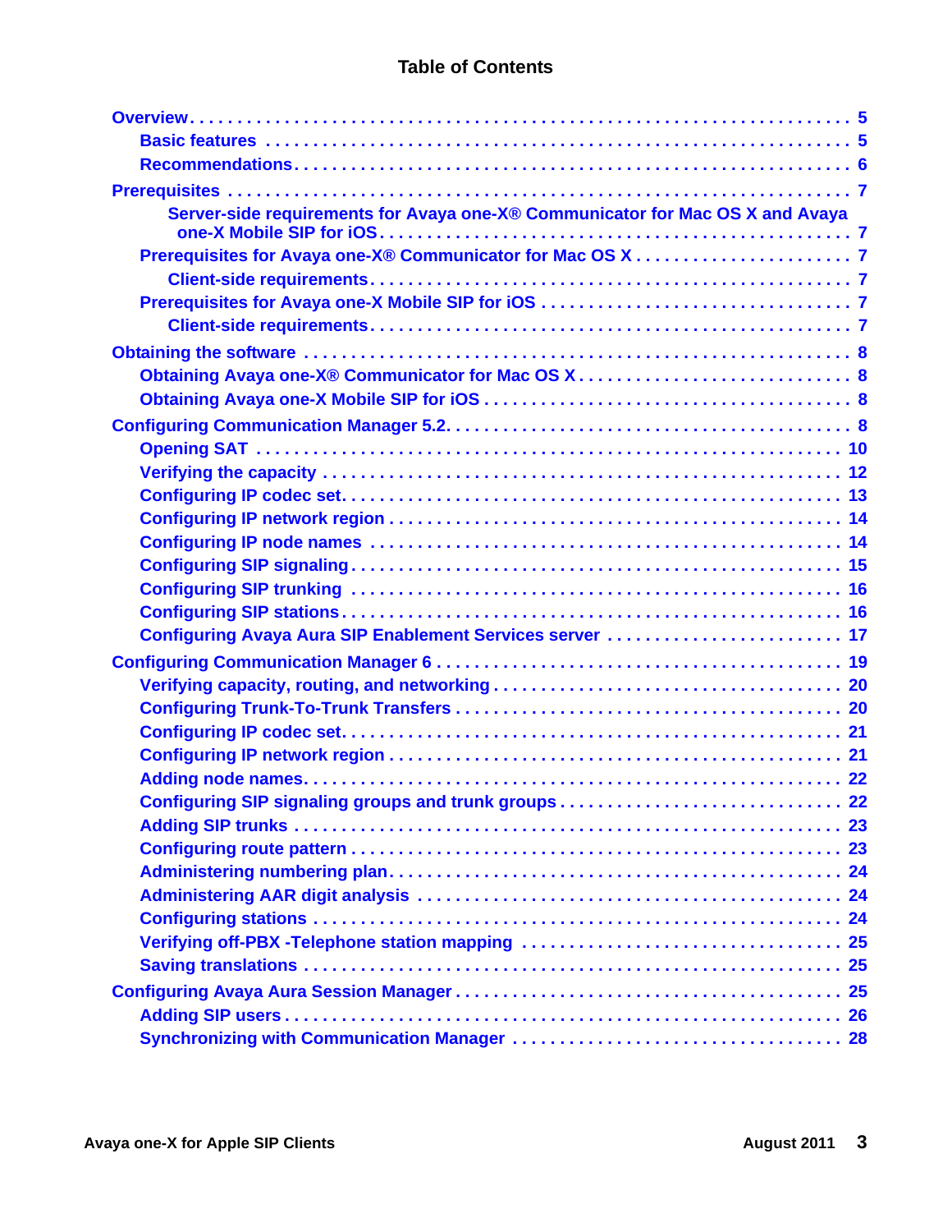# Table of Contents

- Overview . . . . . 5
  - Basic features . . . . . 5
  - Recommendations . . . . . 6
- Prerequisites . . . . . 7
  - Server-side requirements for Avaya one-X® Communicator for Mac OS X and Avaya one-X Mobile SIP for iOS . . . . . 7
  - Prerequisites for Avaya one-X® Communicator for Mac OS X . . . . . 7
    - Client-side requirements . . . . . 7
  - Prerequisites for Avaya one-X Mobile SIP for iOS . . . . . 7
    - Client-side requirements . . . . . 7
- Obtaining the software . . . . . 8
  - Obtaining Avaya one-X® Communicator for Mac OS X . . . . . 8
  - Obtaining Avaya one-X Mobile SIP for iOS . . . . . 8
- Configuring Communication Manager 5.2 . . . . . 8
  - Opening SAT . . . . . 10
  - Verifying the capacity . . . . . 12
  - Configuring IP codec set . . . . . 13
  - Configuring IP network region . . . . . 14
  - Configuring IP node names . . . . . 14
  - Configuring SIP signaling . . . . . 15
  - Configuring SIP trunking . . . . . 16
  - Configuring SIP stations . . . . . 16
  - Configuring Avaya Aura SIP Enablement Services server . . . . . 17
- Configuring Communication Manager 6 . . . . . 19
  - Verifying capacity, routing, and networking . . . . . 20
  - Configuring Trunk-To-Trunk Transfers . . . . . 20
  - Configuring IP codec set . . . . . 21
  - Configuring IP network region . . . . . 21
  - Adding node names . . . . . 22
  - Configuring SIP signaling groups and trunk groups . . . . . 22
  - Adding SIP trunks . . . . . 23
  - Configuring route pattern . . . . . 23
  - Administering numbering plan . . . . . 24
  - Administering AAR digit analysis . . . . . 24
  - Configuring stations . . . . . 24
  - Verifying off-PBX -Telephone station mapping . . . . . 25
  - Saving translations . . . . . 25
- Configuring Avaya Aura Session Manager . . . . . 25
  - Adding SIP users . . . . . 26
  - Synchronizing with Communication Manager . . . . . 28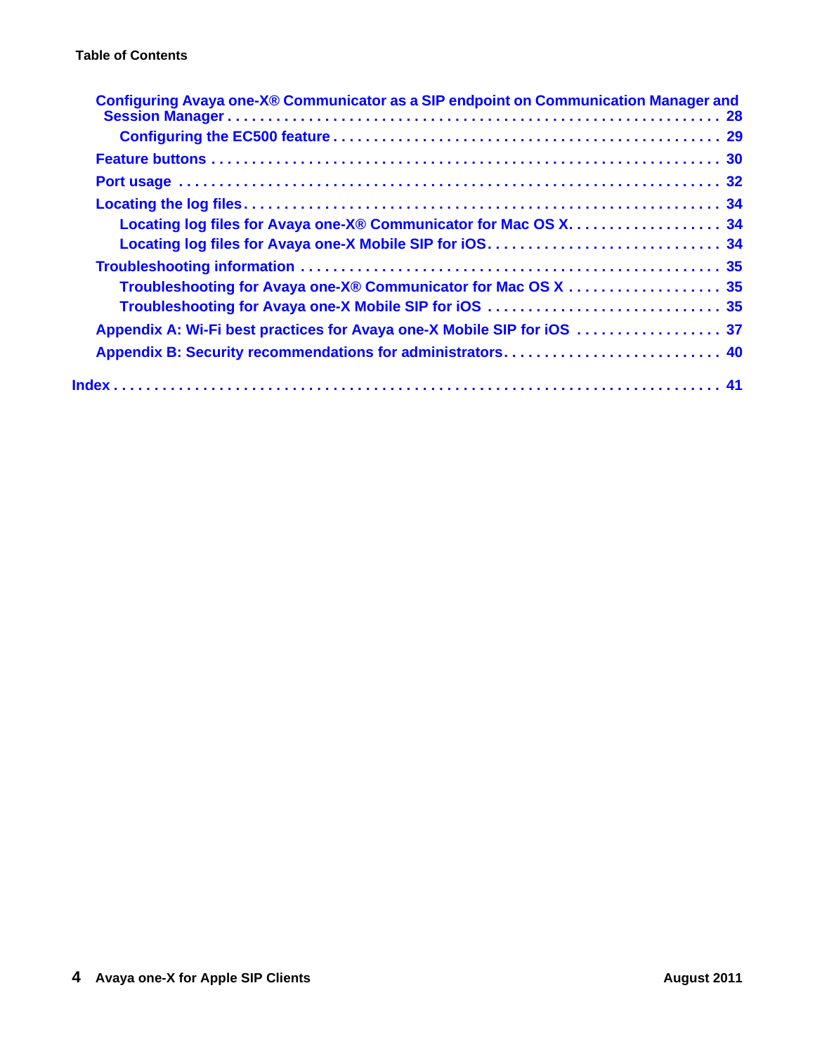Configuring Avaya one-X® Communicator as a SIP endpoint on Communication Manager and Session Manager . . . . . . . . . . . . . . . . . . . . . . . . . . . . . . . . . . . . . . . . . . . . . . . . . . . . . . . . . 28

- Configuring the EC500 feature . . . . . . . . . . . . . . . . . . . . . . . . . . . . . . . . . . . . . . . . . . . . . 29

Feature buttons . . . . . . . . . . . . . . . . . . . . . . . . . . . . . . . . . . . . . . . . . . . . . . . . . . . . . . . . . 30

Port usage . . . . . . . . . . . . . . . . . . . . . . . . . . . . . . . . . . . . . . . . . . . . . . . . . . . . . . . . . . . . 32

Locating the log files . . . . . . . . . . . . . . . . . . . . . . . . . . . . . . . . . . . . . . . . . . . . . . . . . . . . . 34

- Locating log files for Avaya one-X® Communicator for Mac OS X. . . . . . . . . . . . . . . . . . . . 34
- Locating log files for Avaya one-X Mobile SIP for iOS. . . . . . . . . . . . . . . . . . . . . . . . . . . . . 34

Troubleshooting information . . . . . . . . . . . . . . . . . . . . . . . . . . . . . . . . . . . . . . . . . . . . . . . 35

- Troubleshooting for Avaya one-X® Communicator for Mac OS X . . . . . . . . . . . . . . . . . . . . 35
- Troubleshooting for Avaya one-X Mobile SIP for iOS . . . . . . . . . . . . . . . . . . . . . . . . . . . . . 35

Appendix A: Wi-Fi best practices for Avaya one-X Mobile SIP for iOS . . . . . . . . . . . . . . . . . . 37

Appendix B: Security recommendations for administrators. . . . . . . . . . . . . . . . . . . . . . . . . . . 40

Index . . . . . . . . . . . . . . . . . . . . . . . . . . . . . . . . . . . . . . . . . . . . . . . . . . . . . . . . . . . . . . . . 41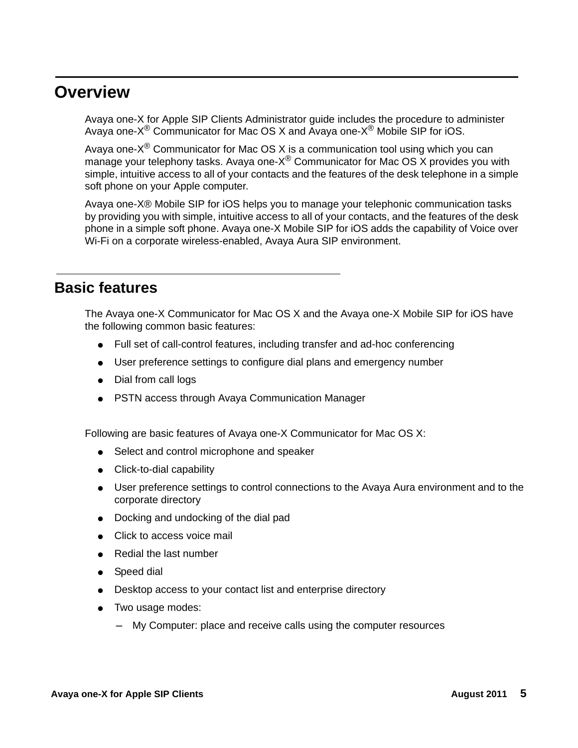# Overview

Avaya one-X for Apple SIP Clients Administrator guide includes the procedure to administer Avaya one-X® Communicator for Mac OS X and Avaya one-X® Mobile SIP for iOS.

Avaya one-X® Communicator for Mac OS X is a communication tool using which you can manage your telephony tasks. Avaya one-X® Communicator for Mac OS X provides you with simple, intuitive access to all of your contacts and the features of the desk telephone in a simple soft phone on your Apple computer.

Avaya one-X® Mobile SIP for iOS helps you to manage your telephonic communication tasks by providing you with simple, intuitive access to all of your contacts, and the features of the desk phone in a simple soft phone. Avaya one-X Mobile SIP for iOS adds the capability of Voice over Wi-Fi on a corporate wireless-enabled, Avaya Aura SIP environment.

## Basic features

The Avaya one-X Communicator for Mac OS X and the Avaya one-X Mobile SIP for iOS have the following common basic features:

- Full set of call-control features, including transfer and ad-hoc conferencing
- User preference settings to configure dial plans and emergency number
- Dial from call logs
- PSTN access through Avaya Communication Manager

Following are basic features of Avaya one-X Communicator for Mac OS X:

- Select and control microphone and speaker
- Click-to-dial capability
- User preference settings to control connections to the Avaya Aura environment and to the corporate directory
- Docking and undocking of the dial pad
- Click to access voice mail
- Redial the last number
- Speed dial
- Desktop access to your contact list and enterprise directory
- Two usage modes:
  - My Computer: place and receive calls using the computer resources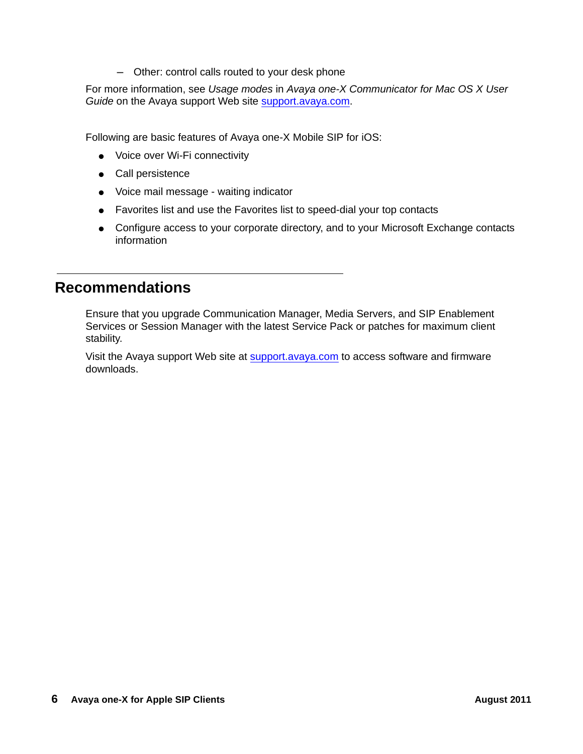- Other: control calls routed to your desk phone

For more information, see *Usage modes* in *Avaya one-X Communicator for Mac OS X User Guide* on the Avaya support Web site support.avaya.com.

Following are basic features of Avaya one-X Mobile SIP for iOS:

- Voice over Wi-Fi connectivity
- Call persistence
- Voice mail message - waiting indicator
- Favorites list and use the Favorites list to speed-dial your top contacts
- Configure access to your corporate directory, and to your Microsoft Exchange contacts information

## Recommendations

Ensure that you upgrade Communication Manager, Media Servers, and SIP Enablement Services or Session Manager with the latest Service Pack or patches for maximum client stability.

Visit the Avaya support Web site at support.avaya.com to access software and firmware downloads.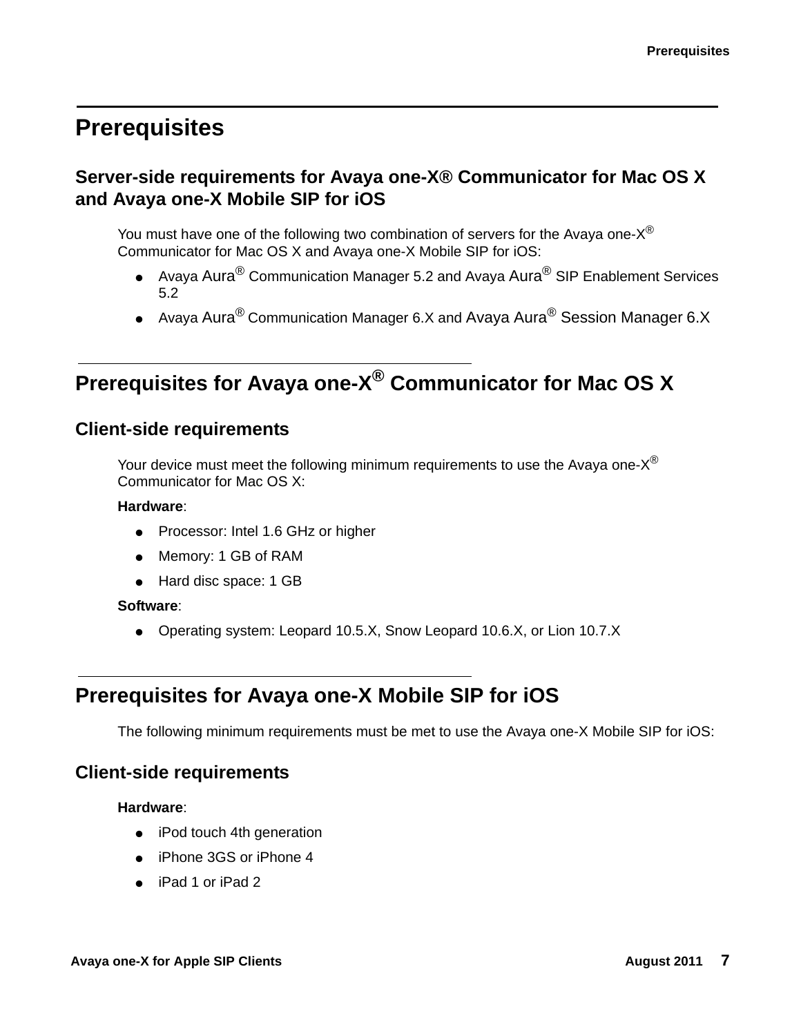# Prerequisites

## Server-side requirements for Avaya one-X® Communicator for Mac OS X and Avaya one-X Mobile SIP for iOS

You must have one of the following two combination of servers for the Avaya one-X® Communicator for Mac OS X and Avaya one-X Mobile SIP for iOS:

- Avaya Aura® Communication Manager 5.2 and Avaya Aura® SIP Enablement Services 5.2
- Avaya Aura® Communication Manager 6.X and Avaya Aura® Session Manager 6.X

# Prerequisites for Avaya one-X® Communicator for Mac OS X

## Client-side requirements

Your device must meet the following minimum requirements to use the Avaya one-X® Communicator for Mac OS X:

**Hardware**:

- Processor: Intel 1.6 GHz or higher
- Memory: 1 GB of RAM
- Hard disc space: 1 GB

**Software**:

- Operating system: Leopard 10.5.X, Snow Leopard 10.6.X, or Lion 10.7.X

# Prerequisites for Avaya one-X Mobile SIP for iOS

The following minimum requirements must be met to use the Avaya one-X Mobile SIP for iOS:

## Client-side requirements

**Hardware**:

- iPod touch 4th generation
- iPhone 3GS or iPhone 4
- iPad 1 or iPad 2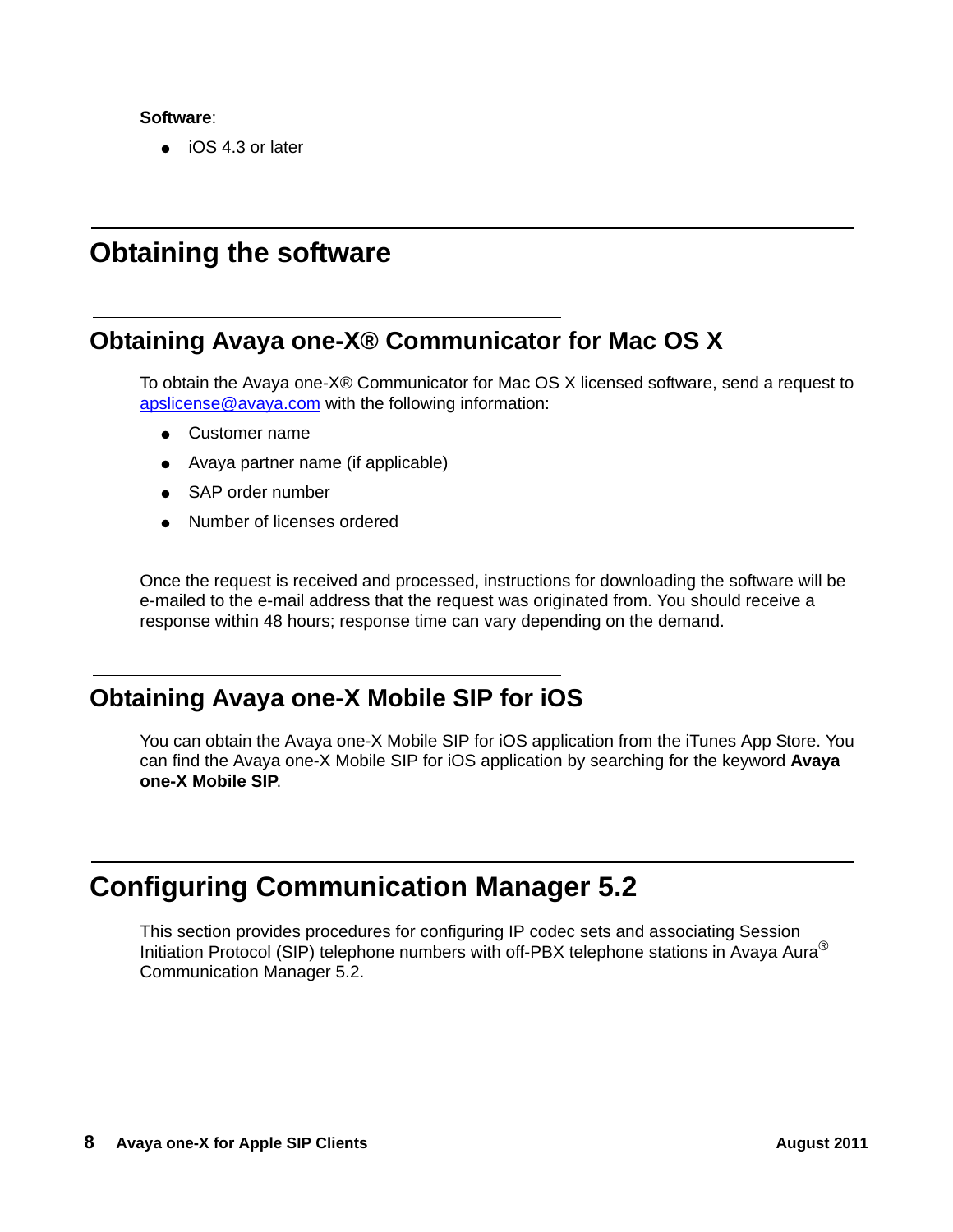**Software**:

- iOS 4.3 or later

# Obtaining the software

## Obtaining Avaya one-X® Communicator for Mac OS X

To obtain the Avaya one-X® Communicator for Mac OS X licensed software, send a request to apslicense@avaya.com with the following information:

- Customer name
- Avaya partner name (if applicable)
- SAP order number
- Number of licenses ordered

Once the request is received and processed, instructions for downloading the software will be e-mailed to the e-mail address that the request was originated from. You should receive a response within 48 hours; response time can vary depending on the demand.

## Obtaining Avaya one-X Mobile SIP for iOS

You can obtain the Avaya one-X Mobile SIP for iOS application from the iTunes App Store. You can find the Avaya one-X Mobile SIP for iOS application by searching for the keyword **Avaya one-X Mobile SIP**.

# Configuring Communication Manager 5.2

This section provides procedures for configuring IP codec sets and associating Session Initiation Protocol (SIP) telephone numbers with off-PBX telephone stations in Avaya Aura® Communication Manager 5.2.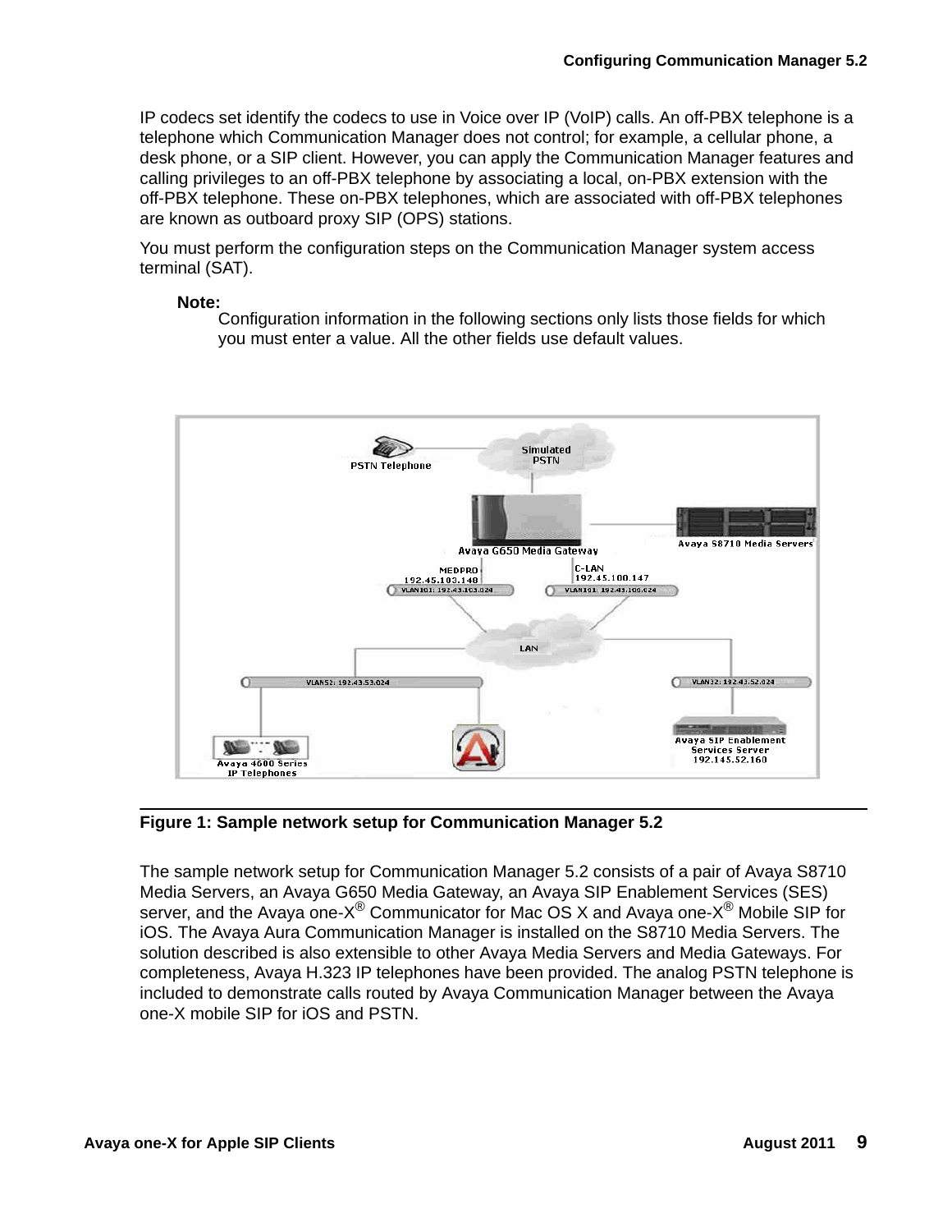IP codecs set identify the codecs to use in Voice over IP (VoIP) calls. An off-PBX telephone is a telephone which Communication Manager does not control; for example, a cellular phone, a desk phone, or a SIP client. However, you can apply the Communication Manager features and calling privileges to an off-PBX telephone by associating a local, on-PBX extension with the off-PBX telephone. These on-PBX telephones, which are associated with off-PBX telephones are known as outboard proxy SIP (OPS) stations.

You must perform the configuration steps on the Communication Manager system access terminal (SAT).

**Note:**
Configuration information in the following sections only lists those fields for which you must enter a value. All the other fields use default values.

**Figure 1: Sample network setup for Communication Manager 5.2**

The sample network setup for Communication Manager 5.2 consists of a pair of Avaya S8710 Media Servers, an Avaya G650 Media Gateway, an Avaya SIP Enablement Services (SES) server, and the Avaya one-X® Communicator for Mac OS X and Avaya one-X® Mobile SIP for iOS. The Avaya Aura Communication Manager is installed on the S8710 Media Servers. The solution described is also extensible to other Avaya Media Servers and Media Gateways. For completeness, Avaya H.323 IP telephones have been provided. The analog PSTN telephone is included to demonstrate calls routed by Avaya Communication Manager between the Avaya one-X mobile SIP for iOS and PSTN.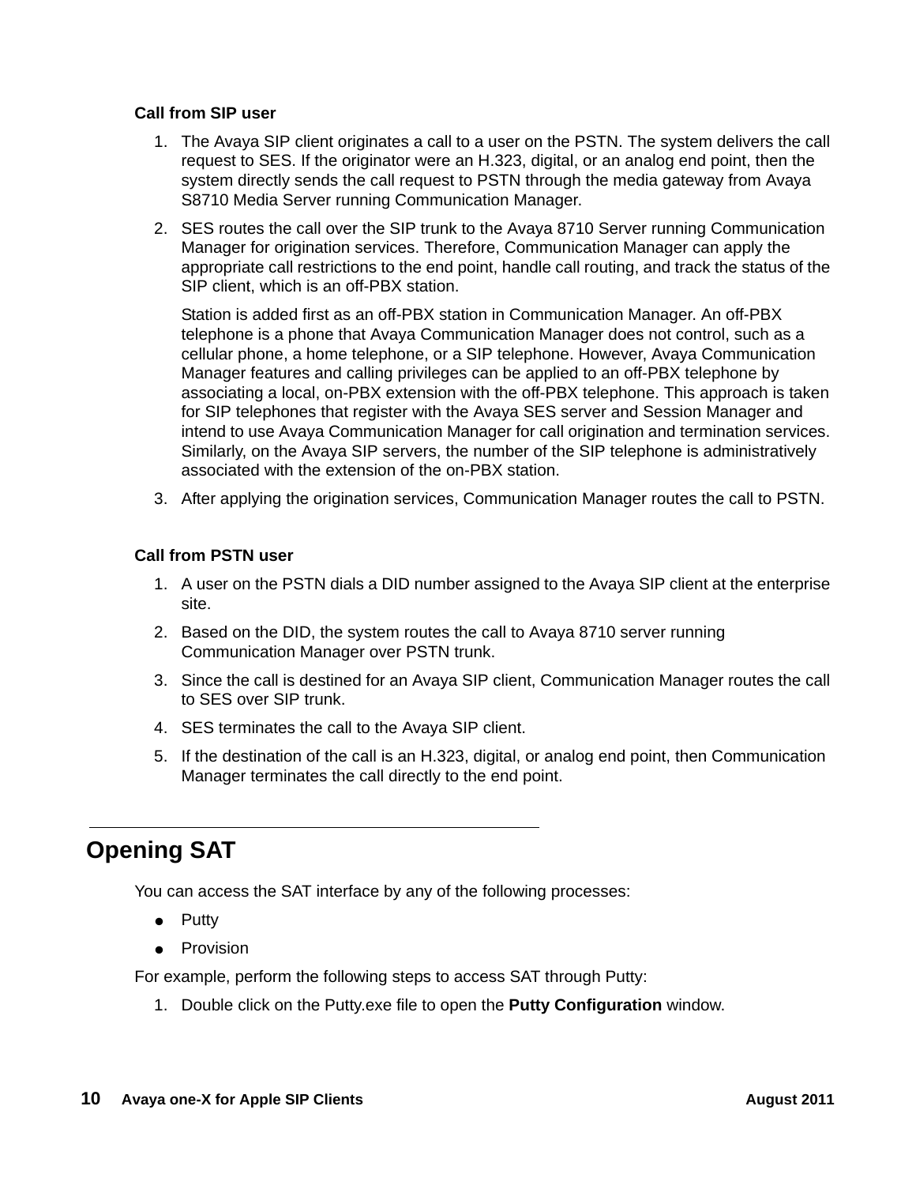**Call from SIP user**

1. The Avaya SIP client originates a call to a user on the PSTN. The system delivers the call request to SES. If the originator were an H.323, digital, or an analog end point, then the system directly sends the call request to PSTN through the media gateway from Avaya S8710 Media Server running Communication Manager.
2. SES routes the call over the SIP trunk to the Avaya 8710 Server running Communication Manager for origination services. Therefore, Communication Manager can apply the appropriate call restrictions to the end point, handle call routing, and track the status of the SIP client, which is an off-PBX station.

   Station is added first as an off-PBX station in Communication Manager. An off-PBX telephone is a phone that Avaya Communication Manager does not control, such as a cellular phone, a home telephone, or a SIP telephone. However, Avaya Communication Manager features and calling privileges can be applied to an off-PBX telephone by associating a local, on-PBX extension with the off-PBX telephone. This approach is taken for SIP telephones that register with the Avaya SES server and Session Manager and intend to use Avaya Communication Manager for call origination and termination services. Similarly, on the Avaya SIP servers, the number of the SIP telephone is administratively associated with the extension of the on-PBX station.
3. After applying the origination services, Communication Manager routes the call to PSTN.

**Call from PSTN user**

1. A user on the PSTN dials a DID number assigned to the Avaya SIP client at the enterprise site.
2. Based on the DID, the system routes the call to Avaya 8710 server running Communication Manager over PSTN trunk.
3. Since the call is destined for an Avaya SIP client, Communication Manager routes the call to SES over SIP trunk.
4. SES terminates the call to the Avaya SIP client.
5. If the destination of the call is an H.323, digital, or analog end point, then Communication Manager terminates the call directly to the end point.

## Opening SAT

You can access the SAT interface by any of the following processes:

- Putty
- Provision

For example, perform the following steps to access SAT through Putty:

1. Double click on the Putty.exe file to open the **Putty Configuration** window.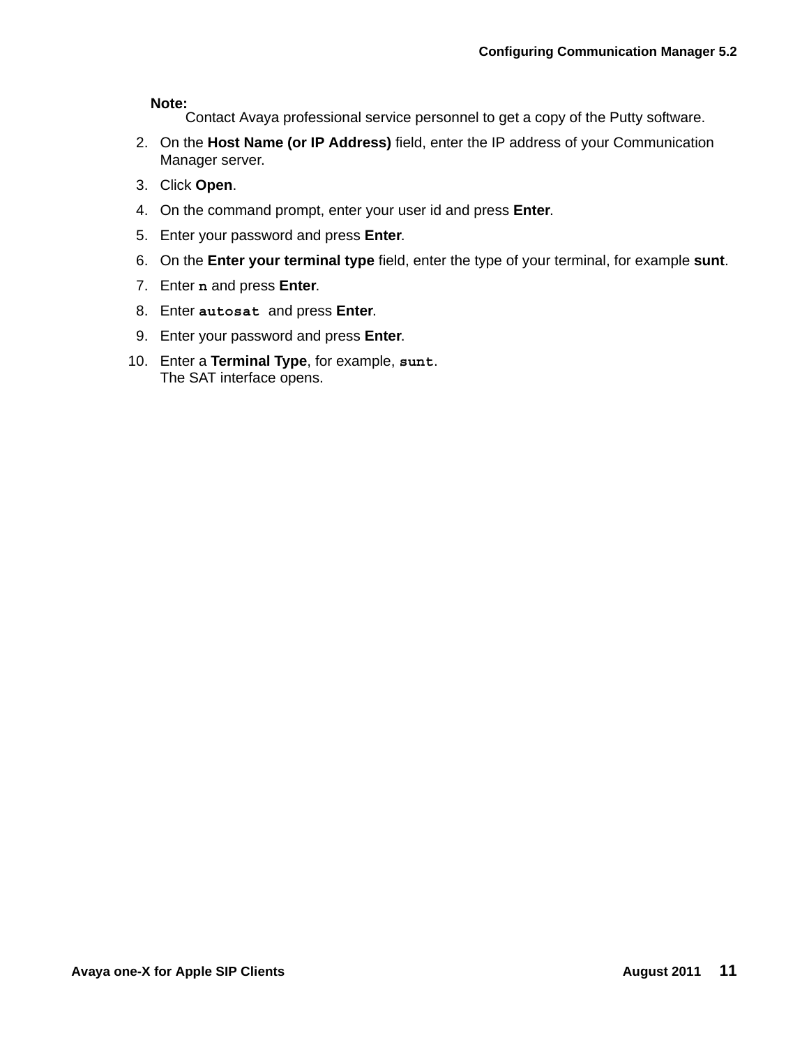**Note:**
Contact Avaya professional service personnel to get a copy of the Putty software.

2. On the **Host Name (or IP Address)** field, enter the IP address of your Communication Manager server.
3. Click **Open**.
4. On the command prompt, enter your user id and press **Enter**.
5. Enter your password and press **Enter**.
6. On the **Enter your terminal type** field, enter the type of your terminal, for example **sunt**.
7. Enter `n` and press **Enter**.
8. Enter `autosat` and press **Enter**.
9. Enter your password and press **Enter**.
10. Enter a **Terminal Type**, for example, `sunt`.
    The SAT interface opens.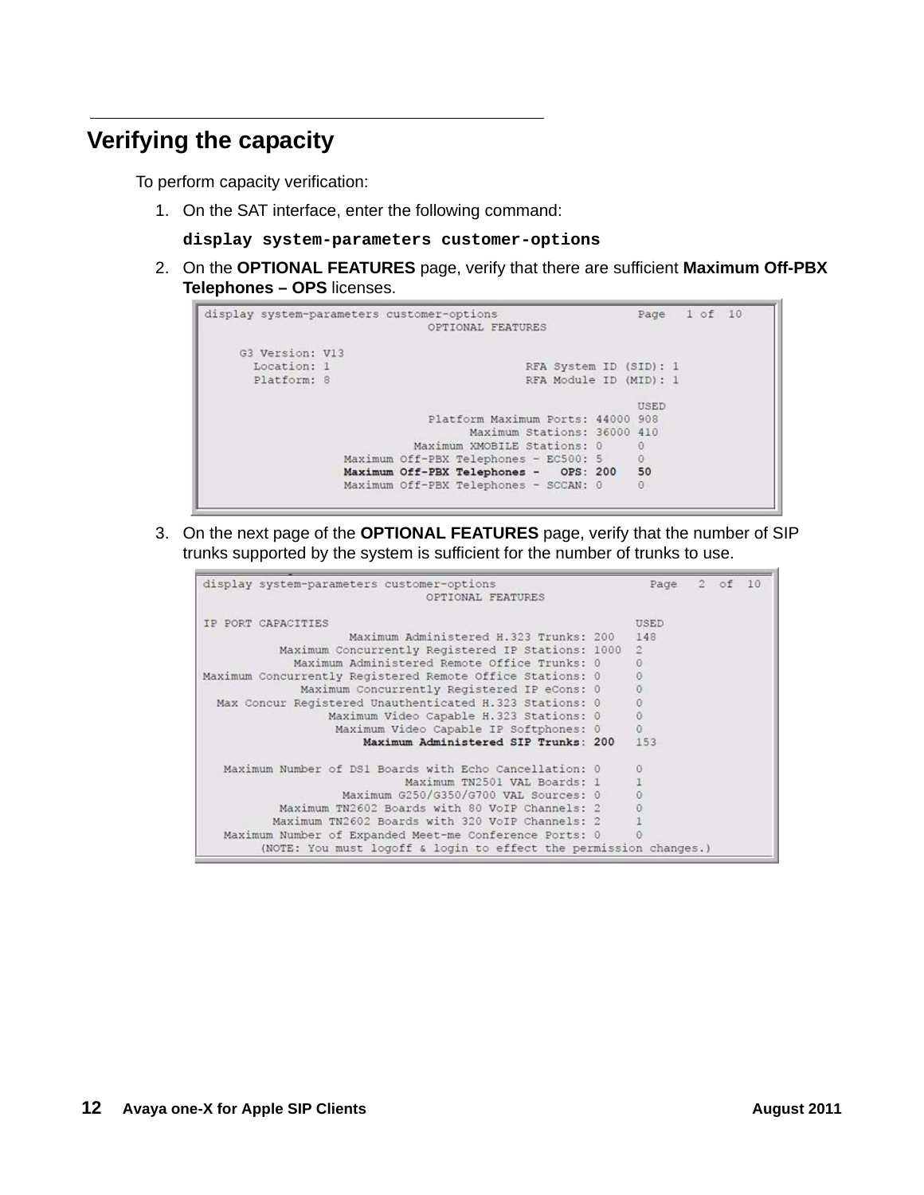## Verifying the capacity

To perform capacity verification:

1. On the SAT interface, enter the following command:

   **`display system-parameters customer-options`**

2. On the **OPTIONAL FEATURES** page, verify that there are sufficient **Maximum Off-PBX Telephones – OPS** licenses.

```
display system-parameters customer-options                    Page   1 of  10
                              OPTIONAL FEATURES

     G3 Version: V13
       Location: 1                         RFA System ID (SID): 1
       Platform: 8                         RFA Module ID (MID): 1

                                                                USED
                              Platform Maximum Ports: 44000  908
                                    Maximum Stations: 36000  410
                             Maximum XMOBILE Stations: 0      0
                   Maximum Off-PBX Telephones - EC500: 5      0
                   Maximum Off-PBX Telephones -   OPS: 200    50
                   Maximum Off-PBX Telephones - SCCAN: 0      0
```

3. On the next page of the **OPTIONAL FEATURES** page, verify that the number of SIP trunks supported by the system is sufficient for the number of trunks to use.

```
display system-parameters customer-options                    Page   2 of  10
                              OPTIONAL FEATURES

IP PORT CAPACITIES                                            USED
                   Maximum Administered H.323 Trunks: 200     148
          Maximum Concurrently Registered IP Stations: 1000   2
            Maximum Administered Remote Office Trunks: 0      0
Maximum Concurrently Registered Remote Office Stations: 0      0
             Maximum Concurrently Registered IP eCons: 0      0
  Max Concur Registered Unauthenticated H.323 Stations: 0      0
                 Maximum Video Capable H.323 Stations: 0      0
                  Maximum Video Capable IP Softphones: 0      0
                     Maximum Administered SIP Trunks: 200     153

   Maximum Number of DS1 Boards with Echo Cancellation: 0      0
                             Maximum TN2501 VAL Boards: 1      1
                    Maximum G250/G350/G700 VAL Sources: 0      0
          Maximum TN2602 Boards with 80 VoIP Channels: 2      0
         Maximum TN2602 Boards with 320 VoIP Channels: 2      1
   Maximum Number of Expanded Meet-me Conference Ports: 0      0
        (NOTE: You must logoff & login to effect the permission changes.)
```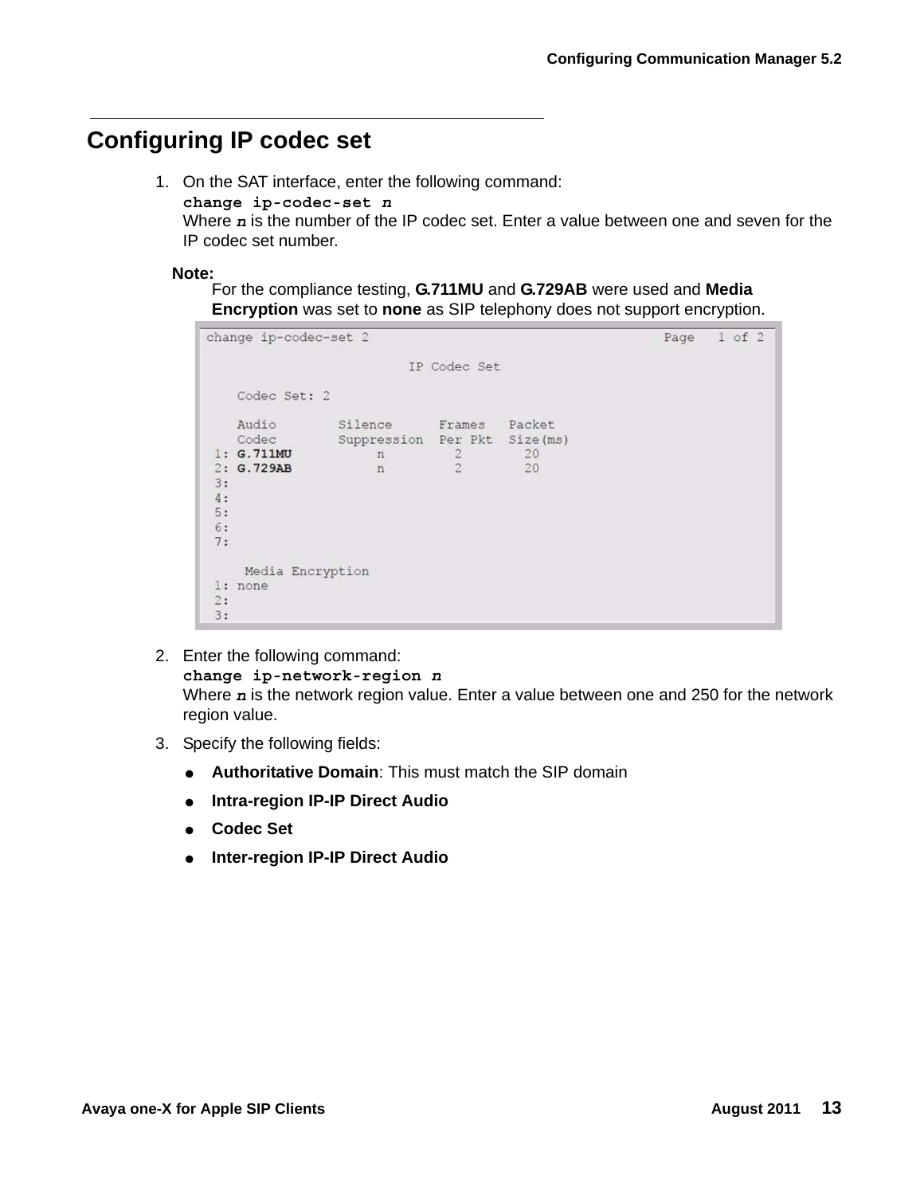## Configuring IP codec set

1. On the SAT interface, enter the following command:
   **`change ip-codec-set n`**
   Where ***n*** is the number of the IP codec set. Enter a value between one and seven for the IP codec set number.

   **Note:**
   For the compliance testing, **G.711MU** and **G.729AB** were used and **Media Encryption** was set to **none** as SIP telephony does not support encryption.

```
change ip-codec-set 2                                          Page   1 of 2

                              IP Codec Set

    Codec Set: 2

    Audio        Silence      Frames   Packet
    Codec        Suppression  Per Pkt  Size(ms)
 1: G.711MU          n          2        20
 2: G.729AB          n          2        20
 3:
 4:
 5:
 6:
 7:

     Media Encryption
 1: none
 2:
 3:
```

2. Enter the following command:
   **`change ip-network-region n`**
   Where ***n*** is the network region value. Enter a value between one and 250 for the network region value.

3. Specify the following fields:
   - **Authoritative Domain**: This must match the SIP domain
   - **Intra-region IP-IP Direct Audio**
   - **Codec Set**
   - **Inter-region IP-IP Direct Audio**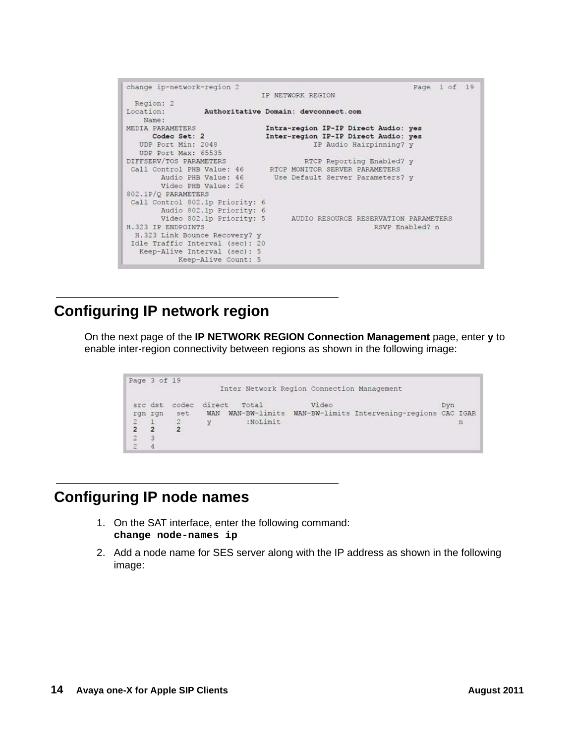```
change ip-network-region 2                                        Page  1 of  19
                                IP NETWORK REGION
  Region: 2
Location:         Authoritative Domain: devconnect.com
    Name:
MEDIA PARAMETERS                Intra-region IP-IP Direct Audio: yes
      Codec Set: 2              Inter-region IP-IP Direct Audio: yes
   UDP Port Min: 2048                      IP Audio Hairpinning? y
   UDP Port Max: 65535
DIFFSERV/TOS PARAMETERS                    RTCP Reporting Enabled? y
 Call Control PHB Value: 46      RTCP MONITOR SERVER PARAMETERS
        Audio PHB Value: 46       Use Default Server Parameters? y
        Video PHB Value: 26
802.1P/Q PARAMETERS
 Call Control 802.1p Priority: 6
        Audio 802.1p Priority: 6
        Video 802.1p Priority: 5      AUDIO RESOURCE RESERVATION PARAMETERS
H.323 IP ENDPOINTS                                        RSVP Enabled? n
  H.323 Link Bounce Recovery? y
 Idle Traffic Interval (sec): 20
   Keep-Alive Interval (sec): 5
            Keep-Alive Count: 5
```

## Configuring IP network region

On the next page of the **IP NETWORK REGION Connection Management** page, enter **y** to enable inter-region connectivity between regions as shown in the following image:

```
Page 3 of 19
                     Inter Network Region Connection Management

 src dst  codec  direct   Total         Video                          Dyn
 rgn rgn   set    WAN  WAN-BW-limits  WAN-BW-limits Intervening-regions CAC IGAR
 2   1     2      y        :NoLimit                                          n
 2   2     2
 2   3
 2   4
```

## Configuring IP node names

1. On the SAT interface, enter the following command:
   **`change node-names ip`**
2. Add a node name for SES server along with the IP address as shown in the following image: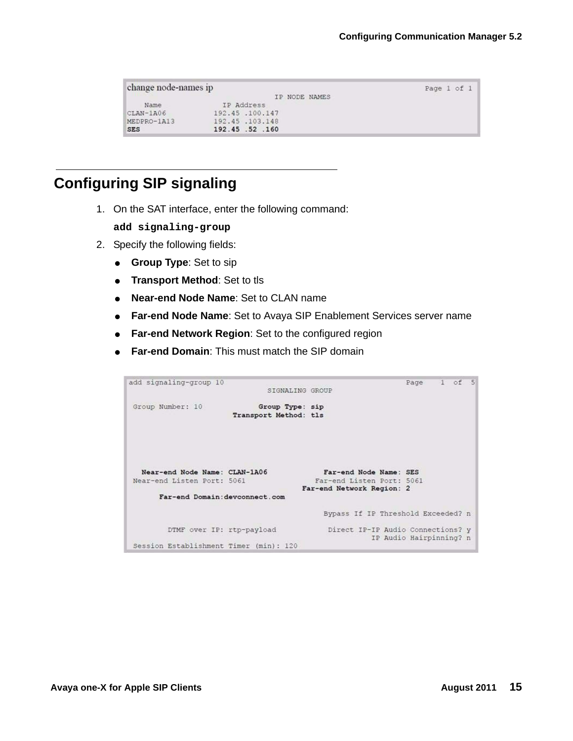```
change node-names ip                                              Page 1 of 1
                                   IP NODE NAMES
    Name              IP Address
CLAN-1A06           192.45 .100.147
MEDPRO-1A13         192.45 .103.148
SES                 192.45 .52 .160
```

## Configuring SIP signaling

1. On the SAT interface, enter the following command:

   **`add signaling-group`**

2. Specify the following fields:
   - **Group Type**: Set to sip
   - **Transport Method**: Set to tls
   - **Near-end Node Name**: Set to CLAN name
   - **Far-end Node Name**: Set to Avaya SIP Enablement Services server name
   - **Far-end Network Region**: Set to the configured region
   - **Far-end Domain**: This must match the SIP domain

```
add signaling-group 10                                          Page   1  of  5
                                SIGNALING GROUP

 Group Number: 10              Group Type: sip
                         Transport Method: tls




   Near-end Node Name: CLAN-1A06              Far-end Node Name: SES
 Near-end Listen Port: 5061                 Far-end Listen Port: 5061
                                         Far-end Network Region: 2
       Far-end Domain:devconnect.com

                                         Bypass If IP Threshold Exceeded? n

         DTMF over IP: rtp-payload          Direct IP-IP Audio Connections? y
                                                     IP Audio Hairpinning? n
 Session Establishment Timer (min): 120
```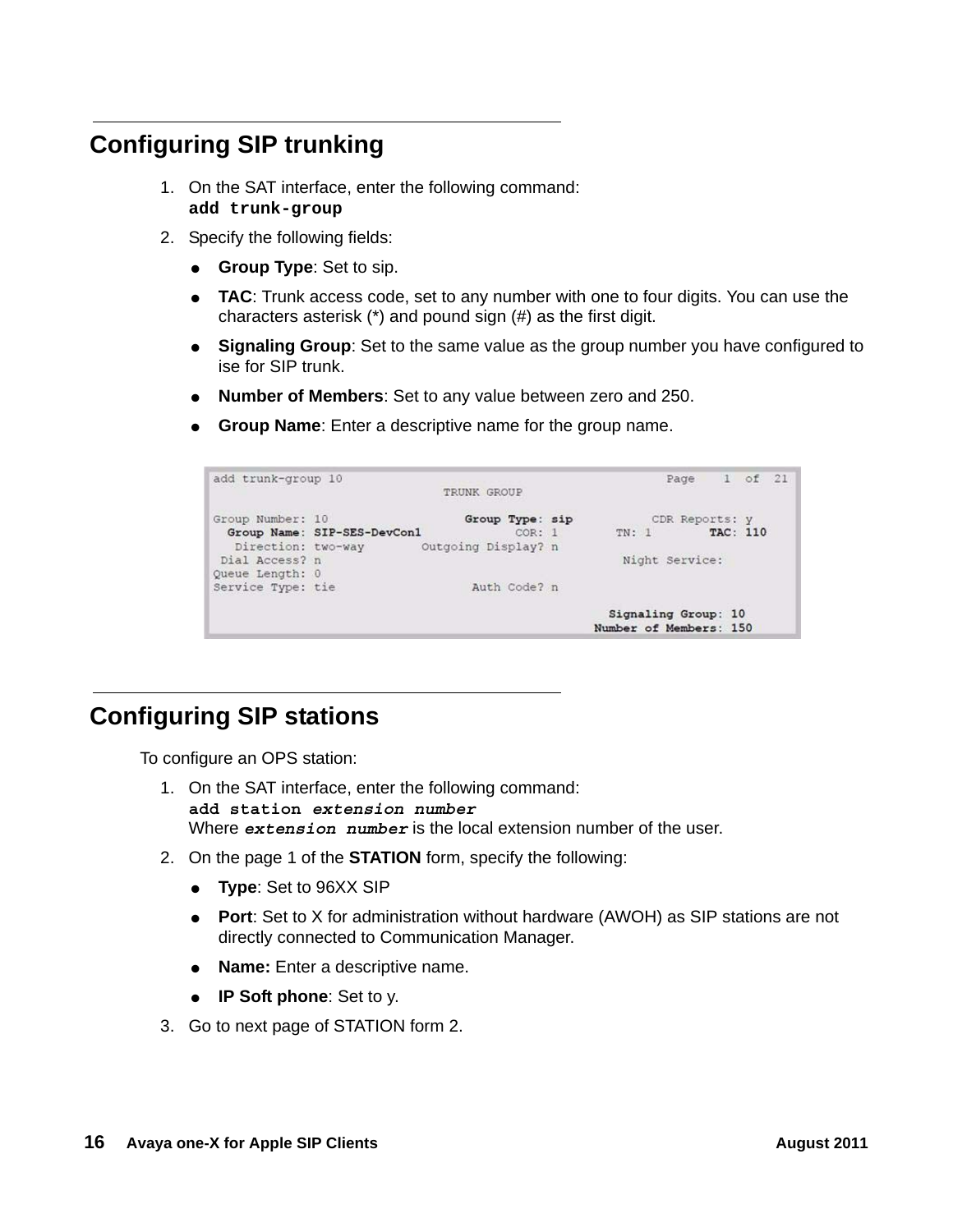## Configuring SIP trunking

1. On the SAT interface, enter the following command:
   **`add trunk-group`**
2. Specify the following fields:
   - **Group Type**: Set to sip.
   - **TAC**: Trunk access code, set to any number with one to four digits. You can use the characters asterisk (*) and pound sign (#) as the first digit.
   - **Signaling Group**: Set to the same value as the group number you have configured to ise for SIP trunk.
   - **Number of Members**: Set to any value between zero and 250.
   - **Group Name**: Enter a descriptive name for the group name.

```
add trunk-group 10                                           Page   1  of  21
                                 TRUNK GROUP

Group Number: 10                  Group Type: sip          CDR Reports: y
  Group Name: SIP-SES-DevCon1            COR: 1        TN: 1        TAC: 110
   Direction: two-way        Outgoing Display? n
 Dial Access? n                                         Night Service:
Queue Length: 0
Service Type: tie                    Auth Code? n

                                                     Signaling Group: 10
                                                   Number of Members: 150
```

## Configuring SIP stations

To configure an OPS station:

1. On the SAT interface, enter the following command:
   **`add station`** ***`extension number`***
   Where ***`extension number`*** is the local extension number of the user.
2. On the page 1 of the **STATION** form, specify the following:
   - **Type**: Set to 96XX SIP
   - **Port**: Set to X for administration without hardware (AWOH) as SIP stations are not directly connected to Communication Manager.
   - **Name:** Enter a descriptive name.
   - **IP Soft phone**: Set to y.
3. Go to next page of STATION form 2.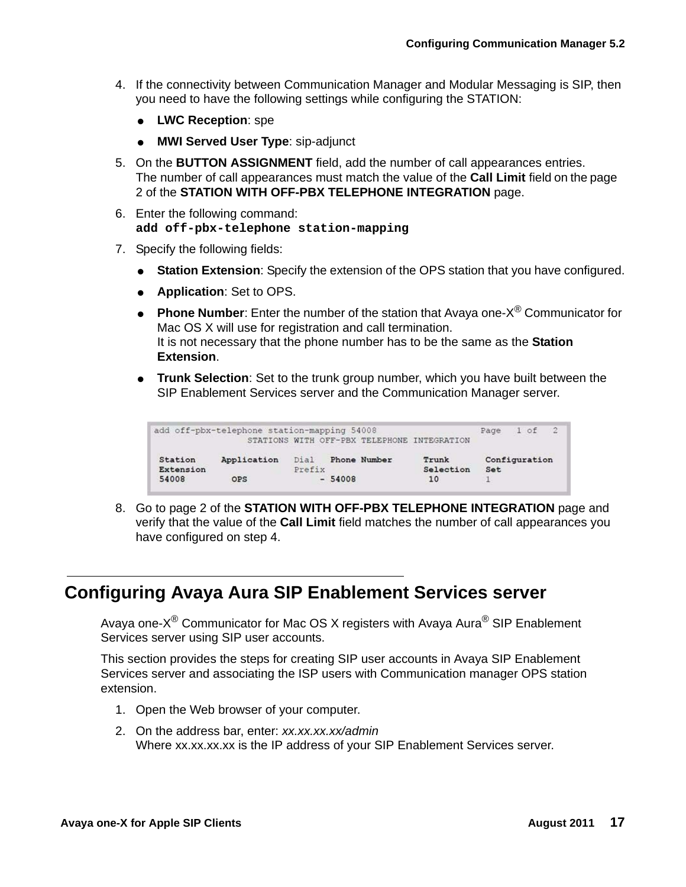4. If the connectivity between Communication Manager and Modular Messaging is SIP, then you need to have the following settings while configuring the STATION:
   - **LWC Reception**: spe
   - **MWI Served User Type**: sip-adjunct
5. On the **BUTTON ASSIGNMENT** field, add the number of call appearances entries.
   The number of call appearances must match the value of the **Call Limit** field on the page 2 of the **STATION WITH OFF-PBX TELEPHONE INTEGRATION** page.
6. Enter the following command:
   **`add off-pbx-telephone station-mapping`**
7. Specify the following fields:
   - **Station Extension**: Specify the extension of the OPS station that you have configured.
   - **Application**: Set to OPS.
   - **Phone Number**: Enter the number of the station that Avaya one-X® Communicator for Mac OS X will use for registration and call termination.
     It is not necessary that the phone number has to be the same as the **Station Extension**.
   - **Trunk Selection**: Set to the trunk group number, which you have built between the SIP Enablement Services server and the Communication Manager server.

```
add off-pbx-telephone station-mapping 54008                    Page   1 of   2
                   STATIONS WITH OFF-PBX TELEPHONE INTEGRATION

 Station      Application    Dial    Phone Number       Trunk       Configuration
 Extension                   Prefix                     Selection   Set
 54008          OPS               - 54008                10          1
```

8. Go to page 2 of the **STATION WITH OFF-PBX TELEPHONE INTEGRATION** page and verify that the value of the **Call Limit** field matches the number of call appearances you have configured on step 4.

## Configuring Avaya Aura SIP Enablement Services server

Avaya one-X® Communicator for Mac OS X registers with Avaya Aura® SIP Enablement Services server using SIP user accounts.

This section provides the steps for creating SIP user accounts in Avaya SIP Enablement Services server and associating the ISP users with Communication manager OPS station extension.

1. Open the Web browser of your computer.
2. On the address bar, enter: *xx.xx.xx.xx/admin*
   Where xx.xx.xx.xx is the IP address of your SIP Enablement Services server.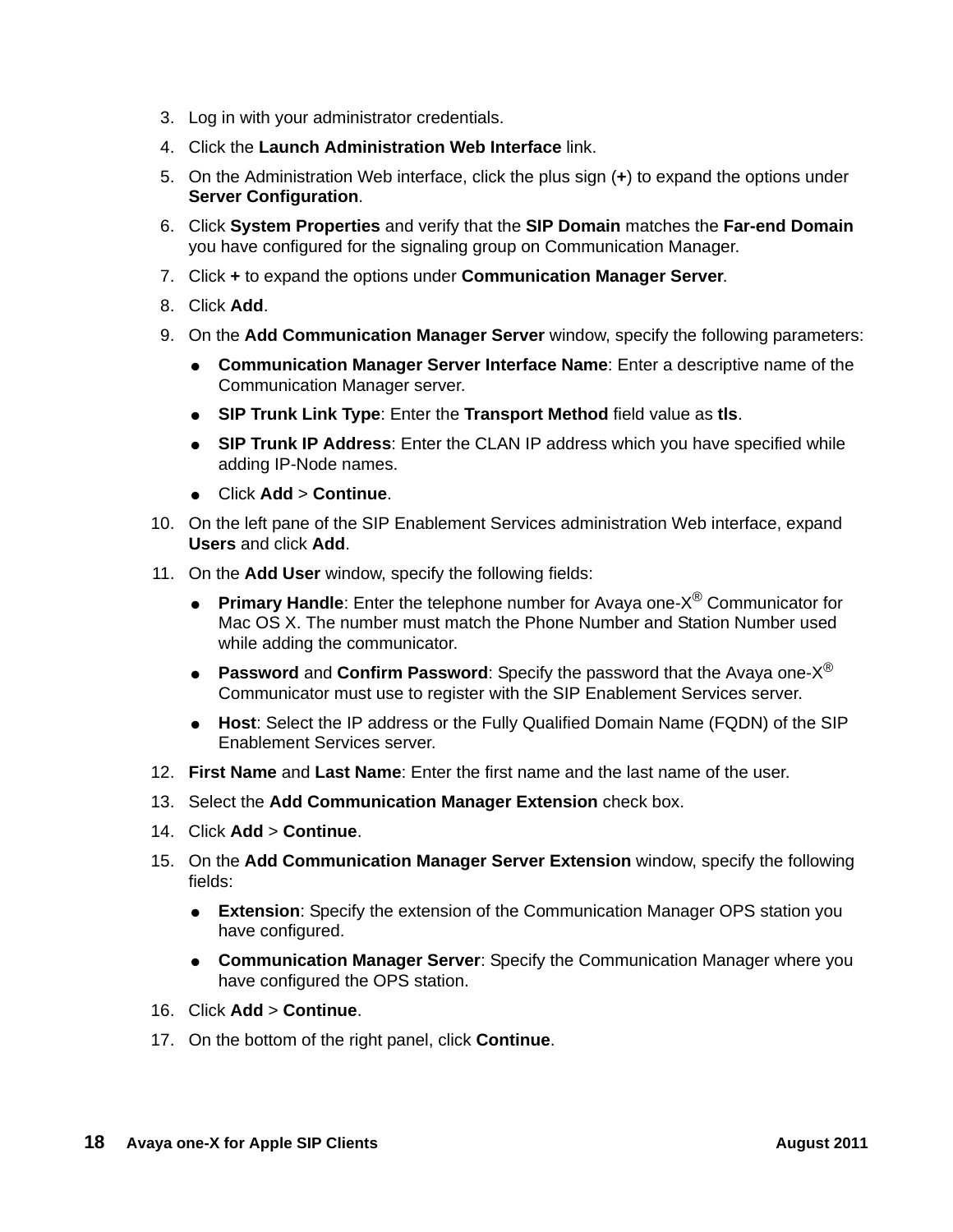3. Log in with your administrator credentials.
4. Click the **Launch Administration Web Interface** link.
5. On the Administration Web interface, click the plus sign (**+**) to expand the options under **Server Configuration**.
6. Click **System Properties** and verify that the **SIP Domain** matches the **Far-end Domain** you have configured for the signaling group on Communication Manager.
7. Click **+** to expand the options under **Communication Manager Server**.
8. Click **Add**.
9. On the **Add Communication Manager Server** window, specify the following parameters:
   - **Communication Manager Server Interface Name**: Enter a descriptive name of the Communication Manager server.
   - **SIP Trunk Link Type**: Enter the **Transport Method** field value as **tls**.
   - **SIP Trunk IP Address**: Enter the CLAN IP address which you have specified while adding IP-Node names.
   - Click **Add** > **Continue**.
10. On the left pane of the SIP Enablement Services administration Web interface, expand **Users** and click **Add**.
11. On the **Add User** window, specify the following fields:
    - **Primary Handle**: Enter the telephone number for Avaya one-X® Communicator for Mac OS X. The number must match the Phone Number and Station Number used while adding the communicator.
    - **Password** and **Confirm Password**: Specify the password that the Avaya one-X® Communicator must use to register with the SIP Enablement Services server.
    - **Host**: Select the IP address or the Fully Qualified Domain Name (FQDN) of the SIP Enablement Services server.
12. **First Name** and **Last Name**: Enter the first name and the last name of the user.
13. Select the **Add Communication Manager Extension** check box.
14. Click **Add** > **Continue**.
15. On the **Add Communication Manager Server Extension** window, specify the following fields:
    - **Extension**: Specify the extension of the Communication Manager OPS station you have configured.
    - **Communication Manager Server**: Specify the Communication Manager where you have configured the OPS station.
16. Click **Add** > **Continue**.
17. On the bottom of the right panel, click **Continue**.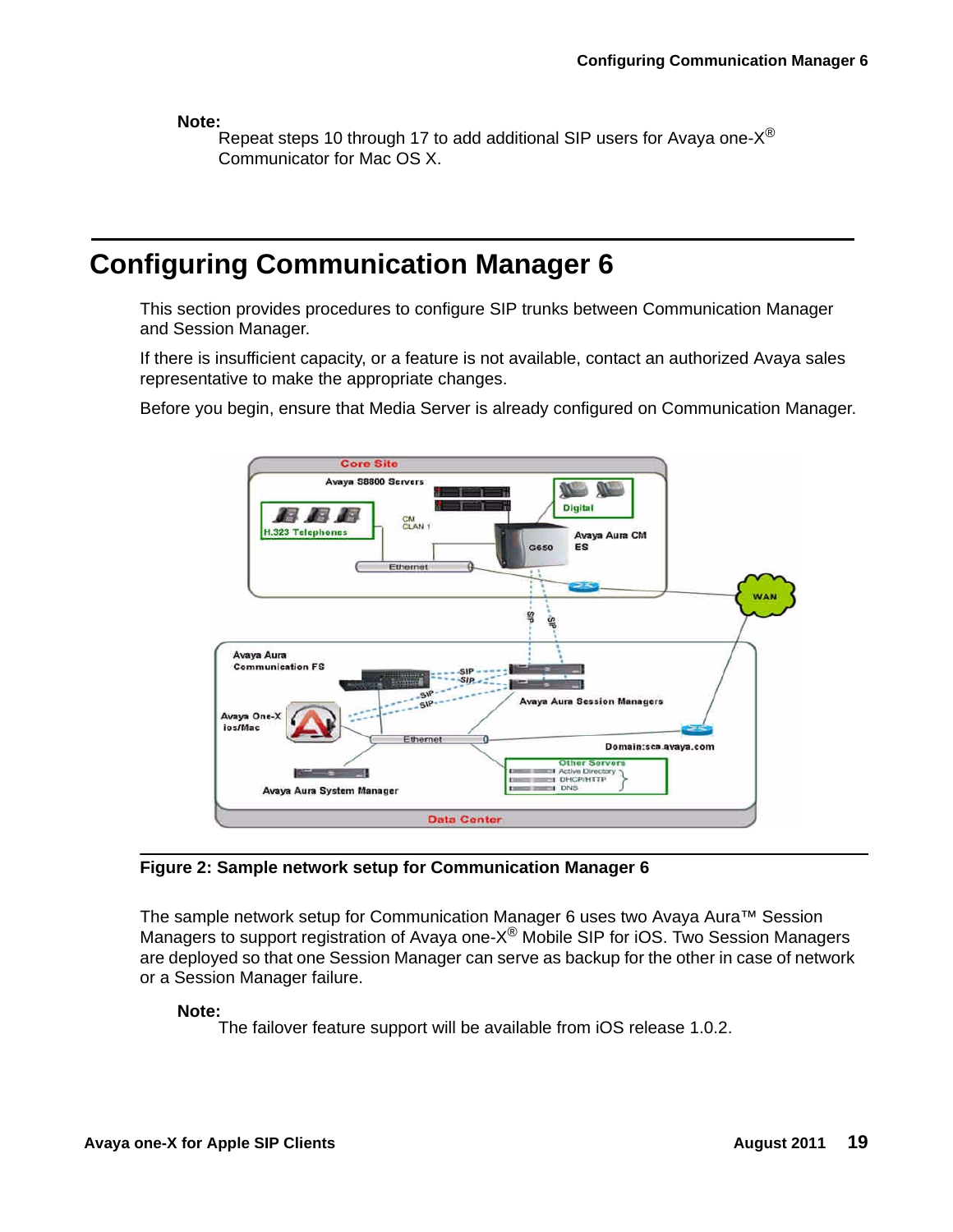**Note:**

Repeat steps 10 through 17 to add additional SIP users for Avaya one-X® Communicator for Mac OS X.

# Configuring Communication Manager 6

This section provides procedures to configure SIP trunks between Communication Manager and Session Manager.

If there is insufficient capacity, or a feature is not available, contact an authorized Avaya sales representative to make the appropriate changes.

Before you begin, ensure that Media Server is already configured on Communication Manager.

**Figure 2: Sample network setup for Communication Manager 6**

The sample network setup for Communication Manager 6 uses two Avaya Aura™ Session Managers to support registration of Avaya one-X® Mobile SIP for iOS. Two Session Managers are deployed so that one Session Manager can serve as backup for the other in case of network or a Session Manager failure.

**Note:**

The failover feature support will be available from iOS release 1.0.2.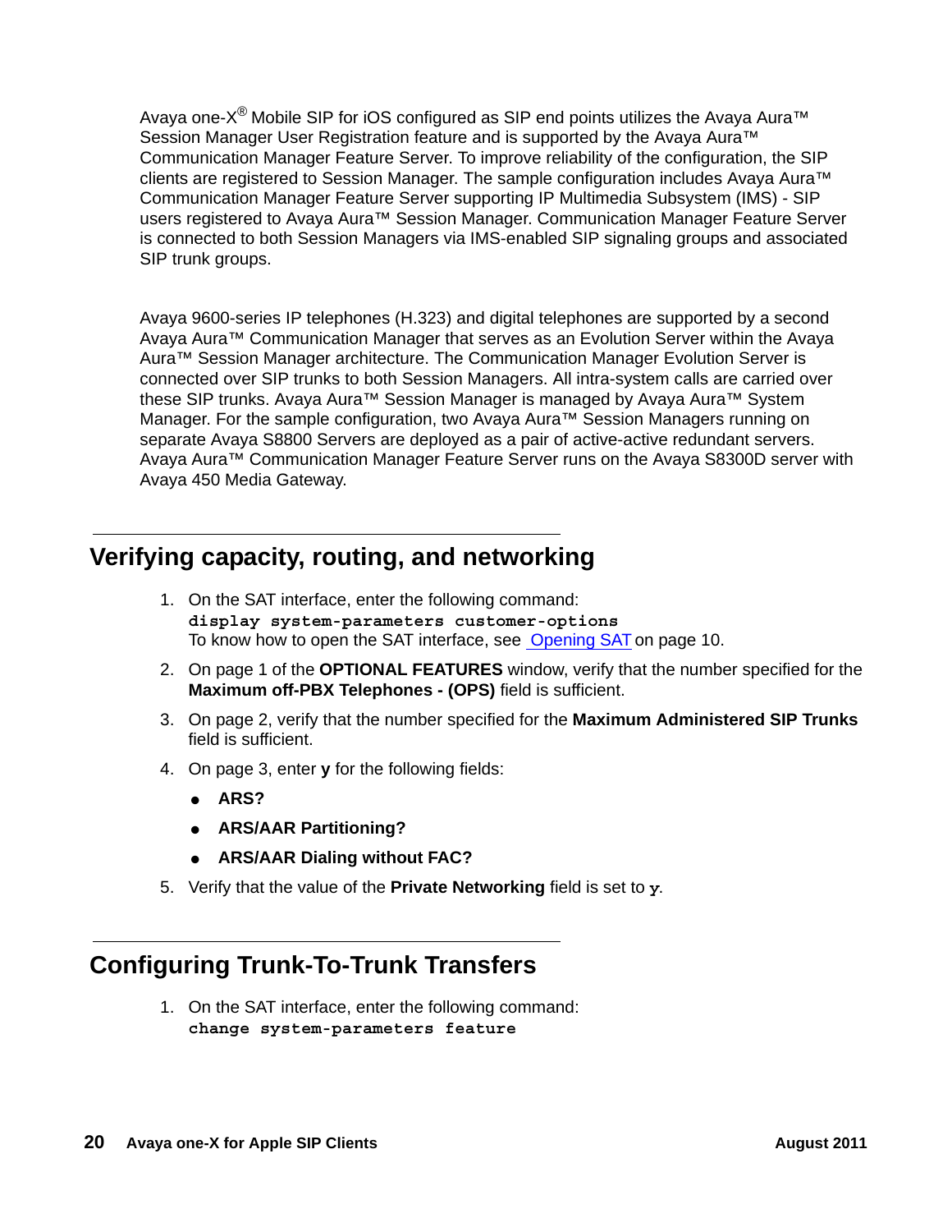Avaya one-X® Mobile SIP for iOS configured as SIP end points utilizes the Avaya Aura™ Session Manager User Registration feature and is supported by the Avaya Aura™ Communication Manager Feature Server. To improve reliability of the configuration, the SIP clients are registered to Session Manager. The sample configuration includes Avaya Aura™ Communication Manager Feature Server supporting IP Multimedia Subsystem (IMS) - SIP users registered to Avaya Aura™ Session Manager. Communication Manager Feature Server is connected to both Session Managers via IMS-enabled SIP signaling groups and associated SIP trunk groups.

Avaya 9600-series IP telephones (H.323) and digital telephones are supported by a second Avaya Aura™ Communication Manager that serves as an Evolution Server within the Avaya Aura™ Session Manager architecture. The Communication Manager Evolution Server is connected over SIP trunks to both Session Managers. All intra-system calls are carried over these SIP trunks. Avaya Aura™ Session Manager is managed by Avaya Aura™ System Manager. For the sample configuration, two Avaya Aura™ Session Managers running on separate Avaya S8800 Servers are deployed as a pair of active-active redundant servers. Avaya Aura™ Communication Manager Feature Server runs on the Avaya S8300D server with Avaya 450 Media Gateway.

## Verifying capacity, routing, and networking

1. On the SAT interface, enter the following command:
   `display system-parameters customer-options`
   To know how to open the SAT interface, see Opening SAT on page 10.
2. On page 1 of the **OPTIONAL FEATURES** window, verify that the number specified for the **Maximum off-PBX Telephones - (OPS)** field is sufficient.
3. On page 2, verify that the number specified for the **Maximum Administered SIP Trunks** field is sufficient.
4. On page 3, enter **y** for the following fields:
   - **ARS?**
   - **ARS/AAR Partitioning?**
   - **ARS/AAR Dialing without FAC?**
5. Verify that the value of the **Private Networking** field is set to **y**.

## Configuring Trunk-To-Trunk Transfers

1. On the SAT interface, enter the following command:
   `change system-parameters feature`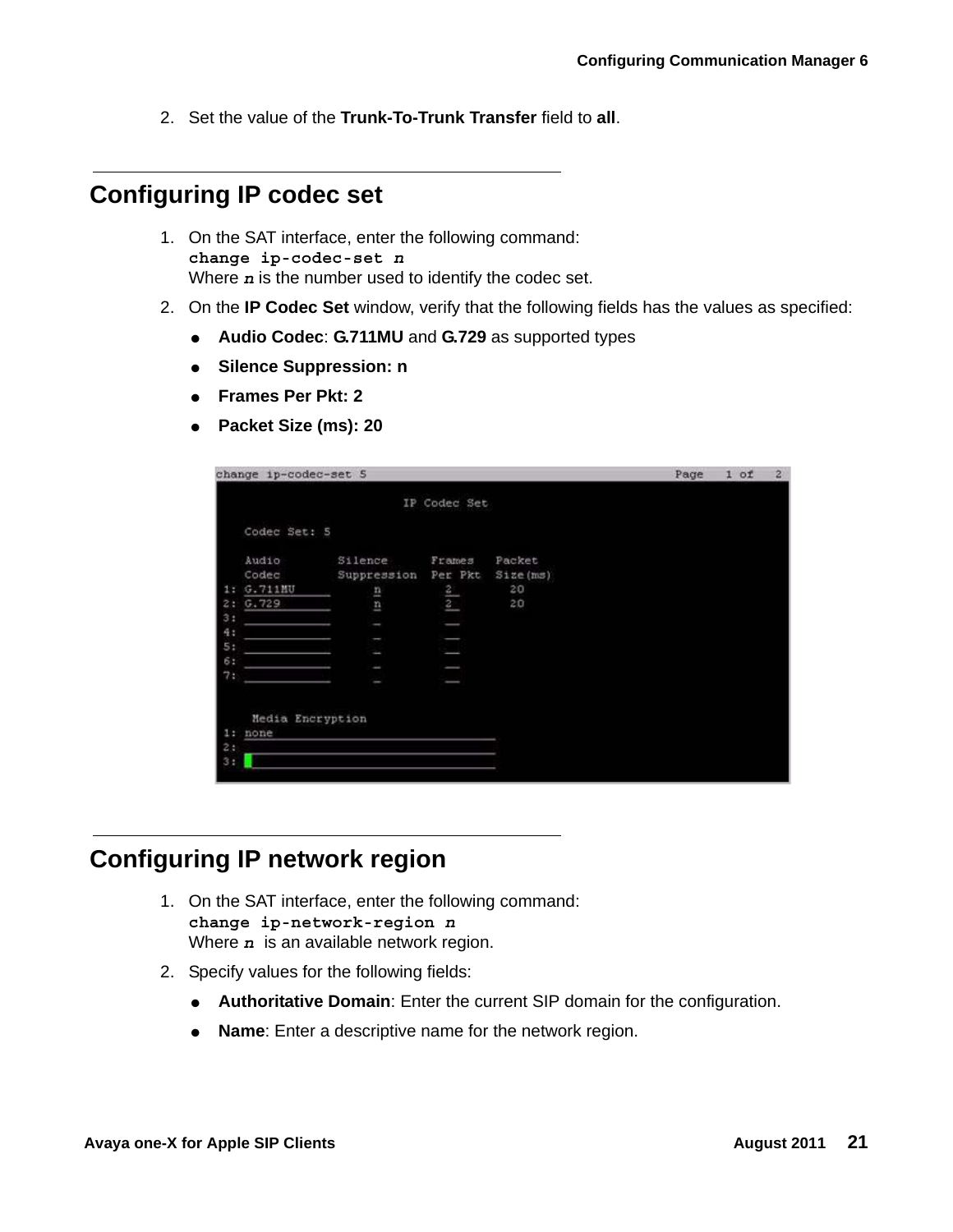2. Set the value of the **Trunk-To-Trunk Transfer** field to **all**.

## Configuring IP codec set

1. On the SAT interface, enter the following command:
   **`change ip-codec-set n`**
   Where ***n*** is the number used to identify the codec set.
2. On the **IP Codec Set** window, verify that the following fields has the values as specified:
   - **Audio Codec**: **G.711MU** and **G.729** as supported types
   - **Silence Suppression: n**
   - **Frames Per Pkt: 2**
   - **Packet Size (ms): 20**

```
change ip-codec-set 5                                        Page   1 of   2

                                IP Codec Set

    Codec Set: 5

    Audio          Silence       Frames    Packet
    Codec          Suppression   Per Pkt   Size(ms)
 1: G.711MU            n           2         20
 2: G.729              n           2         20
 3:
 4:
 5:
 6:
 7:

     Media Encryption
 1: none
 2:
 3:
```

## Configuring IP network region

1. On the SAT interface, enter the following command:
   **`change ip-network-region n`**
   Where ***n*** is an available network region.
2. Specify values for the following fields:
   - **Authoritative Domain**: Enter the current SIP domain for the configuration.
   - **Name**: Enter a descriptive name for the network region.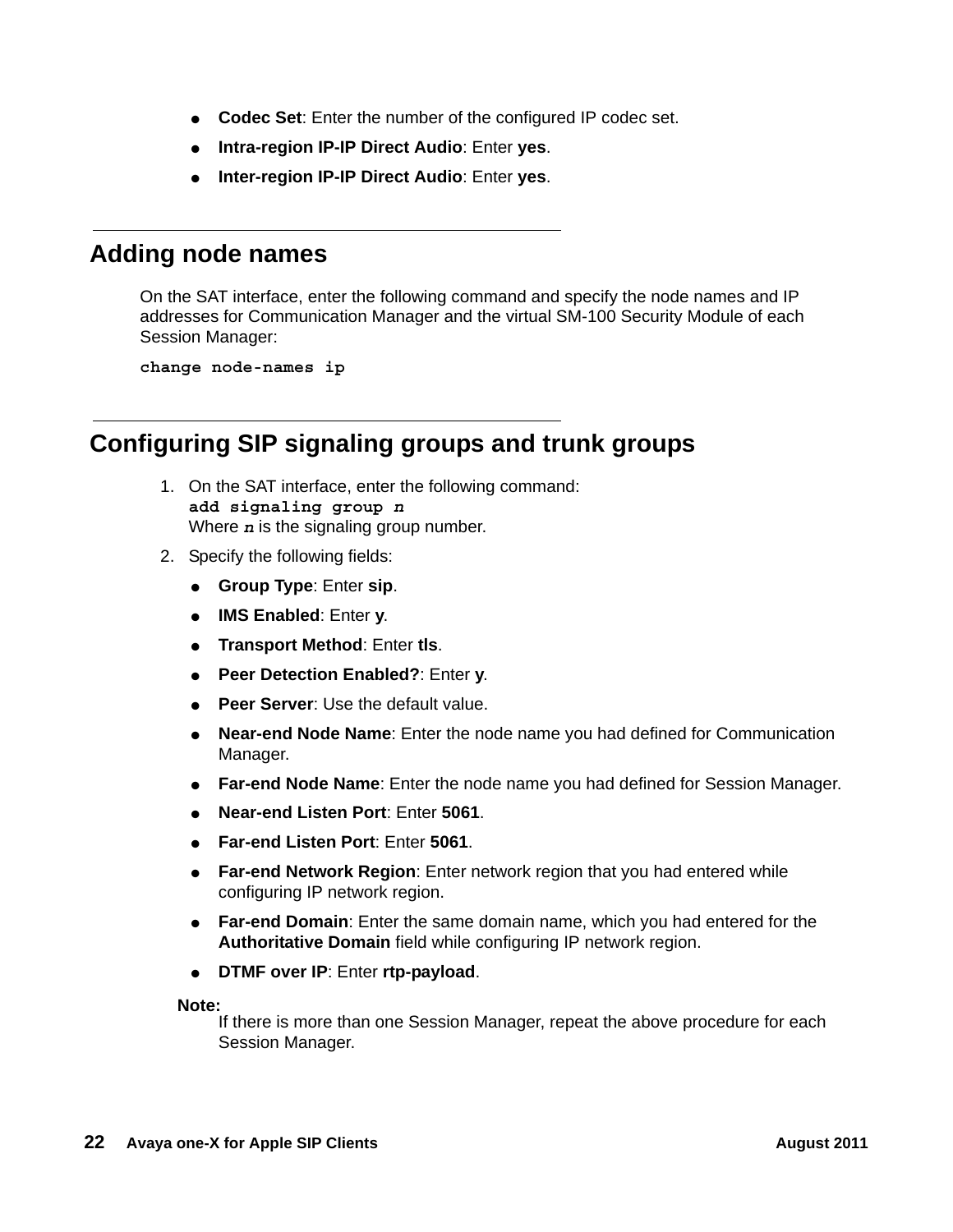- **Codec Set**: Enter the number of the configured IP codec set.
- **Intra-region IP-IP Direct Audio**: Enter **yes**.
- **Inter-region IP-IP Direct Audio**: Enter **yes**.

## Adding node names

On the SAT interface, enter the following command and specify the node names and IP addresses for Communication Manager and the virtual SM-100 Security Module of each Session Manager:

```
change node-names ip
```

## Configuring SIP signaling groups and trunk groups

1. On the SAT interface, enter the following command:
   **`add signaling group n`**
   Where ***n*** is the signaling group number.
2. Specify the following fields:
   - **Group Type**: Enter **sip**.
   - **IMS Enabled**: Enter **y**.
   - **Transport Method**: Enter **tls**.
   - **Peer Detection Enabled?**: Enter **y**.
   - **Peer Server**: Use the default value.
   - **Near-end Node Name**: Enter the node name you had defined for Communication Manager.
   - **Far-end Node Name**: Enter the node name you had defined for Session Manager.
   - **Near-end Listen Port**: Enter **5061**.
   - **Far-end Listen Port**: Enter **5061**.
   - **Far-end Network Region**: Enter network region that you had entered while configuring IP network region.
   - **Far-end Domain**: Enter the same domain name, which you had entered for the **Authoritative Domain** field while configuring IP network region.
   - **DTMF over IP**: Enter **rtp-payload**.

**Note:**
If there is more than one Session Manager, repeat the above procedure for each Session Manager.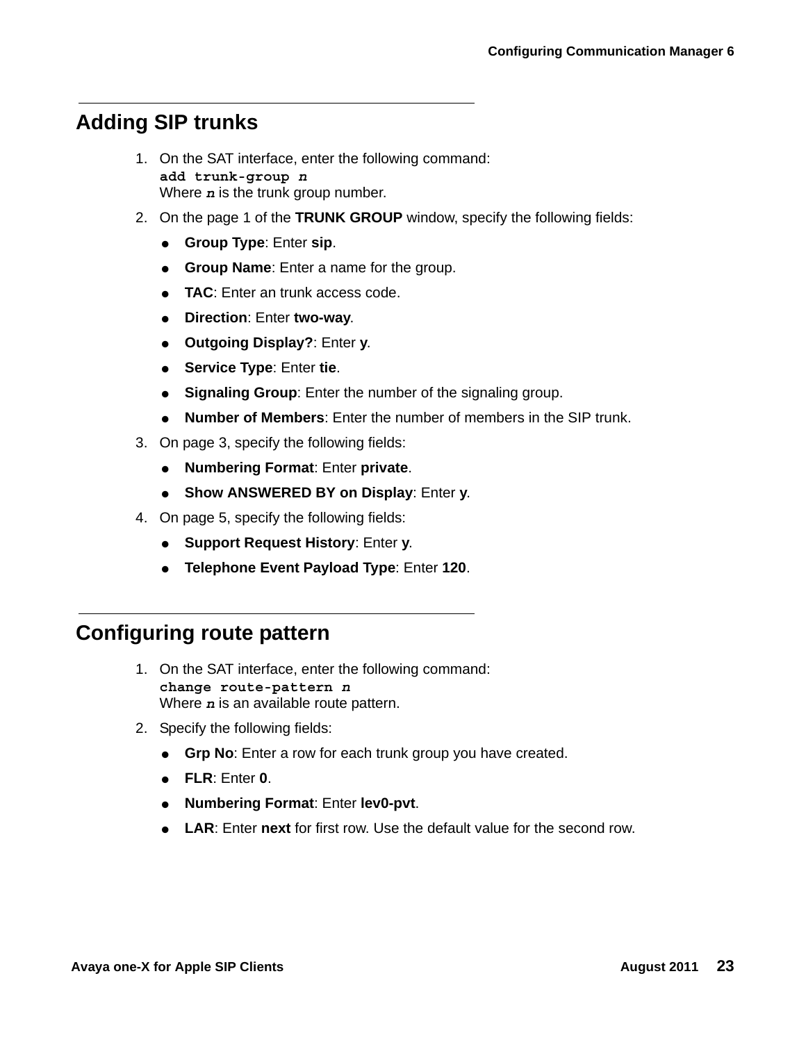## Adding SIP trunks

1. On the SAT interface, enter the following command:
   **`add trunk-group n`**
   Where ***n*** is the trunk group number.
2. On the page 1 of the **TRUNK GROUP** window, specify the following fields:
   - **Group Type**: Enter **sip**.
   - **Group Name**: Enter a name for the group.
   - **TAC**: Enter an trunk access code.
   - **Direction**: Enter **two-way**.
   - **Outgoing Display?**: Enter **y**.
   - **Service Type**: Enter **tie**.
   - **Signaling Group**: Enter the number of the signaling group.
   - **Number of Members**: Enter the number of members in the SIP trunk.
3. On page 3, specify the following fields:
   - **Numbering Format**: Enter **private**.
   - **Show ANSWERED BY on Display**: Enter **y**.
4. On page 5, specify the following fields:
   - **Support Request History**: Enter **y**.
   - **Telephone Event Payload Type**: Enter **120**.

## Configuring route pattern

1. On the SAT interface, enter the following command:
   **`change route-pattern n`**
   Where ***n*** is an available route pattern.
2. Specify the following fields:
   - **Grp No**: Enter a row for each trunk group you have created.
   - **FLR**: Enter **0**.
   - **Numbering Format**: Enter **lev0-pvt**.
   - **LAR**: Enter **next** for first row. Use the default value for the second row.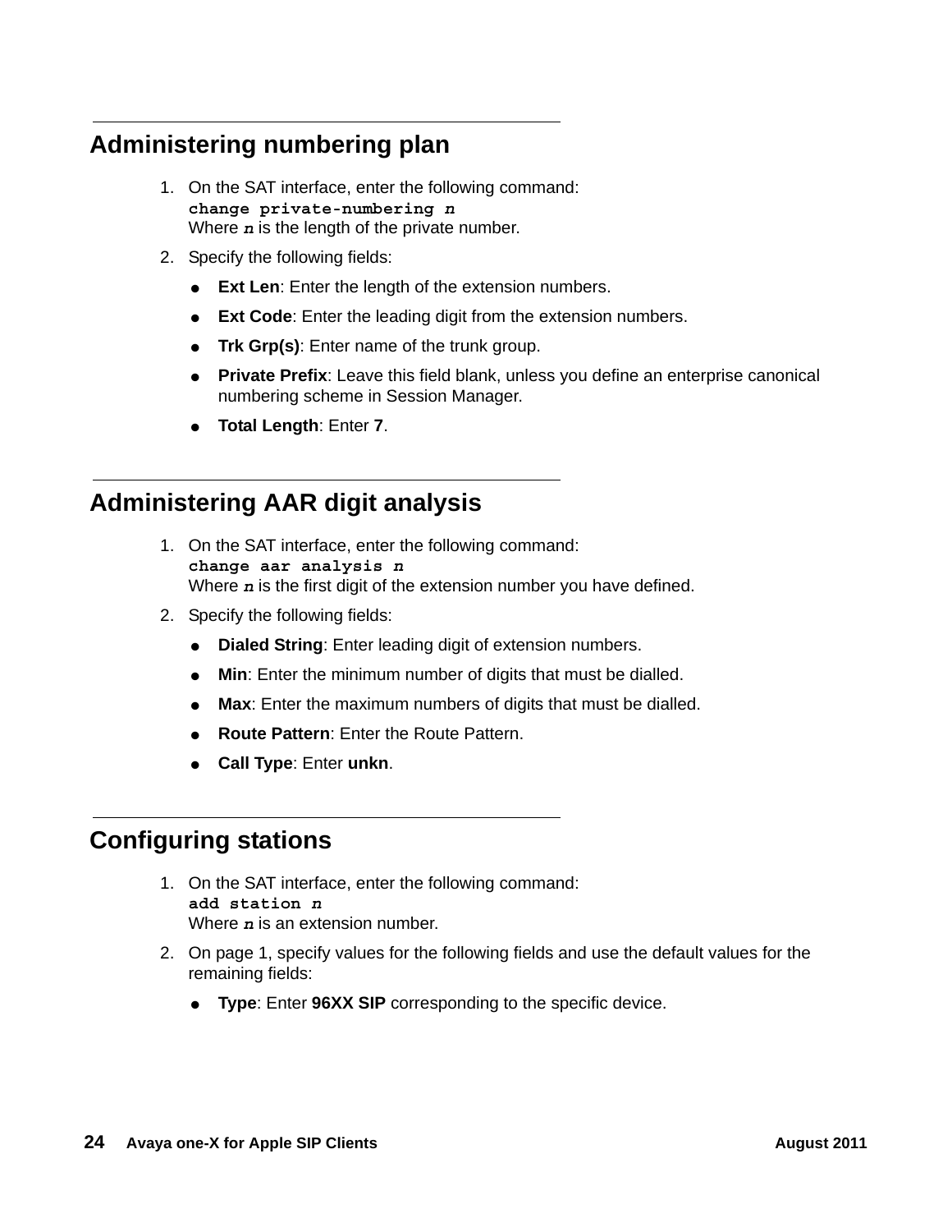## Administering numbering plan

1. On the SAT interface, enter the following command:
   **`change private-numbering n`**
   Where ***n*** is the length of the private number.
2. Specify the following fields:
   - **Ext Len**: Enter the length of the extension numbers.
   - **Ext Code**: Enter the leading digit from the extension numbers.
   - **Trk Grp(s)**: Enter name of the trunk group.
   - **Private Prefix**: Leave this field blank, unless you define an enterprise canonical numbering scheme in Session Manager.
   - **Total Length**: Enter **7**.

## Administering AAR digit analysis

1. On the SAT interface, enter the following command:
   **`change aar analysis n`**
   Where ***n*** is the first digit of the extension number you have defined.
2. Specify the following fields:
   - **Dialed String**: Enter leading digit of extension numbers.
   - **Min**: Enter the minimum number of digits that must be dialled.
   - **Max**: Enter the maximum numbers of digits that must be dialled.
   - **Route Pattern**: Enter the Route Pattern.
   - **Call Type**: Enter **unkn**.

## Configuring stations

1. On the SAT interface, enter the following command:
   **`add station n`**
   Where ***n*** is an extension number.
2. On page 1, specify values for the following fields and use the default values for the remaining fields:
   - **Type**: Enter **96XX SIP** corresponding to the specific device.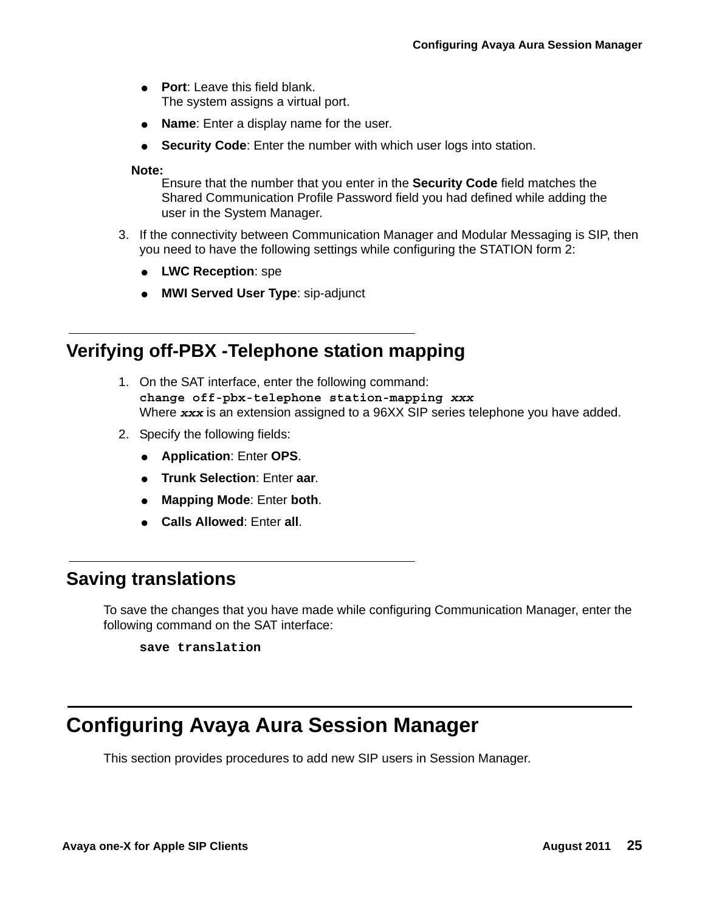- **Port**: Leave this field blank.
  The system assigns a virtual port.
- **Name**: Enter a display name for the user.
- **Security Code**: Enter the number with which user logs into station.

**Note:**
Ensure that the number that you enter in the **Security Code** field matches the Shared Communication Profile Password field you had defined while adding the user in the System Manager.

3. If the connectivity between Communication Manager and Modular Messaging is SIP, then you need to have the following settings while configuring the STATION form 2:
   - **LWC Reception**: spe
   - **MWI Served User Type**: sip-adjunct

## Verifying off-PBX -Telephone station mapping

1. On the SAT interface, enter the following command:
   **`change off-pbx-telephone station-mapping`** ***`xxx`***
   Where ***`xxx`*** is an extension assigned to a 96XX SIP series telephone you have added.
2. Specify the following fields:
   - **Application**: Enter **OPS**.
   - **Trunk Selection**: Enter **aar**.
   - **Mapping Mode**: Enter **both**.
   - **Calls Allowed**: Enter **all**.

## Saving translations

To save the changes that you have made while configuring Communication Manager, enter the following command on the SAT interface:

```
save translation
```

# Configuring Avaya Aura Session Manager

This section provides procedures to add new SIP users in Session Manager.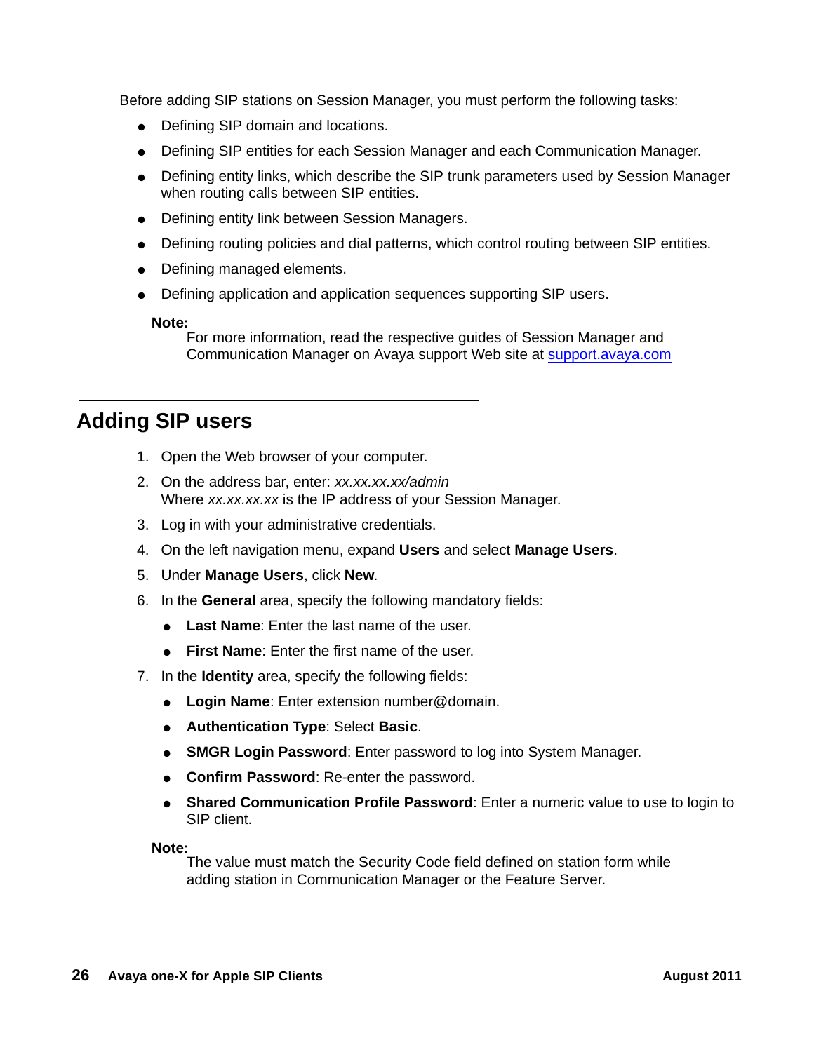Before adding SIP stations on Session Manager, you must perform the following tasks:

- Defining SIP domain and locations.
- Defining SIP entities for each Session Manager and each Communication Manager.
- Defining entity links, which describe the SIP trunk parameters used by Session Manager when routing calls between SIP entities.
- Defining entity link between Session Managers.
- Defining routing policies and dial patterns, which control routing between SIP entities.
- Defining managed elements.
- Defining application and application sequences supporting SIP users.

**Note:**
For more information, read the respective guides of Session Manager and Communication Manager on Avaya support Web site at [support.avaya.com](http://support.avaya.com)

## Adding SIP users

1. Open the Web browser of your computer.
2. On the address bar, enter: *xx.xx.xx.xx/admin*
   Where *xx.xx.xx.xx* is the IP address of your Session Manager.
3. Log in with your administrative credentials.
4. On the left navigation menu, expand **Users** and select **Manage Users**.
5. Under **Manage Users**, click **New**.
6. In the **General** area, specify the following mandatory fields:
   - **Last Name**: Enter the last name of the user.
   - **First Name**: Enter the first name of the user.
7. In the **Identity** area, specify the following fields:
   - **Login Name**: Enter extension number@domain.
   - **Authentication Type**: Select **Basic**.
   - **SMGR Login Password**: Enter password to log into System Manager.
   - **Confirm Password**: Re-enter the password.
   - **Shared Communication Profile Password**: Enter a numeric value to use to login to SIP client.

**Note:**
The value must match the Security Code field defined on station form while adding station in Communication Manager or the Feature Server.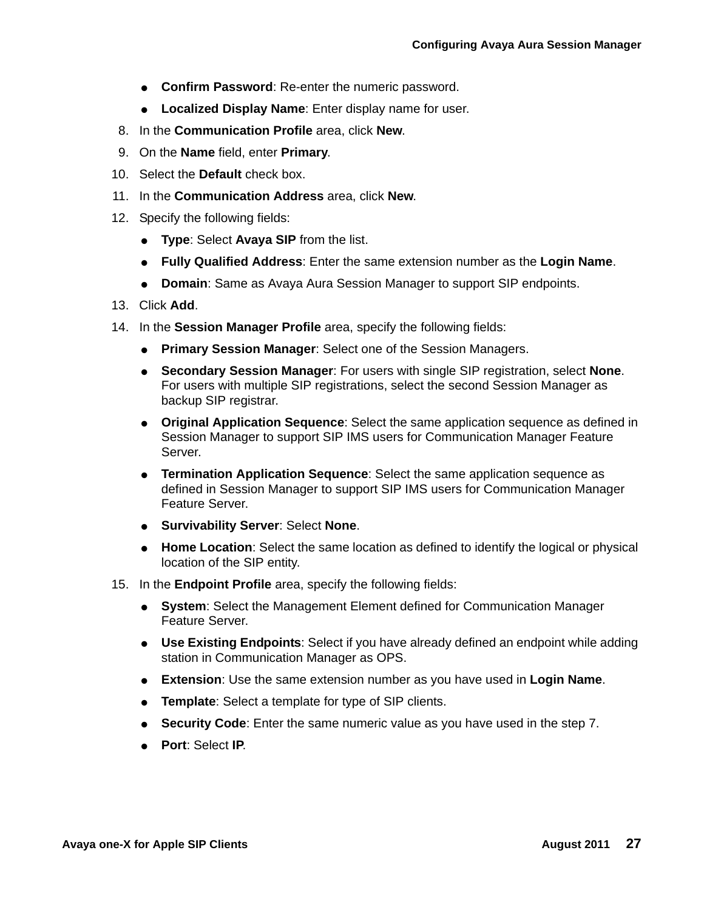- **Confirm Password**: Re-enter the numeric password.
- **Localized Display Name**: Enter display name for user.

8. In the **Communication Profile** area, click **New**.
9. On the **Name** field, enter **Primary**.
10. Select the **Default** check box.
11. In the **Communication Address** area, click **New**.
12. Specify the following fields:
    - **Type**: Select **Avaya SIP** from the list.
    - **Fully Qualified Address**: Enter the same extension number as the **Login Name**.
    - **Domain**: Same as Avaya Aura Session Manager to support SIP endpoints.
13. Click **Add**.
14. In the **Session Manager Profile** area, specify the following fields:
    - **Primary Session Manager**: Select one of the Session Managers.
    - **Secondary Session Manager**: For users with single SIP registration, select **None**. For users with multiple SIP registrations, select the second Session Manager as backup SIP registrar.
    - **Original Application Sequence**: Select the same application sequence as defined in Session Manager to support SIP IMS users for Communication Manager Feature Server.
    - **Termination Application Sequence**: Select the same application sequence as defined in Session Manager to support SIP IMS users for Communication Manager Feature Server.
    - **Survivability Server**: Select **None**.
    - **Home Location**: Select the same location as defined to identify the logical or physical location of the SIP entity.
15. In the **Endpoint Profile** area, specify the following fields:
    - **System**: Select the Management Element defined for Communication Manager Feature Server.
    - **Use Existing Endpoints**: Select if you have already defined an endpoint while adding station in Communication Manager as OPS.
    - **Extension**: Use the same extension number as you have used in **Login Name**.
    - **Template**: Select a template for type of SIP clients.
    - **Security Code**: Enter the same numeric value as you have used in the step 7.
    - **Port**: Select **IP**.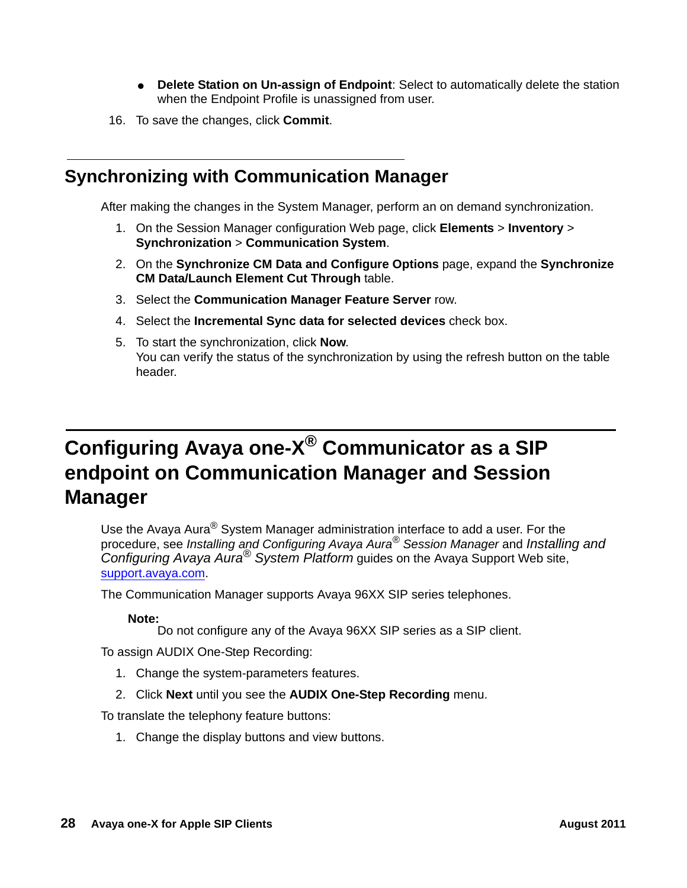- **Delete Station on Un-assign of Endpoint**: Select to automatically delete the station when the Endpoint Profile is unassigned from user.

16. To save the changes, click **Commit**.

## Synchronizing with Communication Manager

After making the changes in the System Manager, perform an on demand synchronization.

1. On the Session Manager configuration Web page, click **Elements** > **Inventory** > **Synchronization** > **Communication System**.
2. On the **Synchronize CM Data and Configure Options** page, expand the **Synchronize CM Data/Launch Element Cut Through** table.
3. Select the **Communication Manager Feature Server** row.
4. Select the **Incremental Sync data for selected devices** check box.
5. To start the synchronization, click **Now**.
   You can verify the status of the synchronization by using the refresh button on the table header.

# Configuring Avaya one-X® Communicator as a SIP endpoint on Communication Manager and Session Manager

Use the Avaya Aura® System Manager administration interface to add a user. For the procedure, see *Installing and Configuring Avaya Aura® Session Manager* and *Installing and Configuring Avaya Aura® System Platform* guides on the Avaya Support Web site, support.avaya.com.

The Communication Manager supports Avaya 96XX SIP series telephones.

> **Note:**
> Do not configure any of the Avaya 96XX SIP series as a SIP client.

To assign AUDIX One-Step Recording:

1. Change the system-parameters features.
2. Click **Next** until you see the **AUDIX One-Step Recording** menu.

To translate the telephony feature buttons:

1. Change the display buttons and view buttons.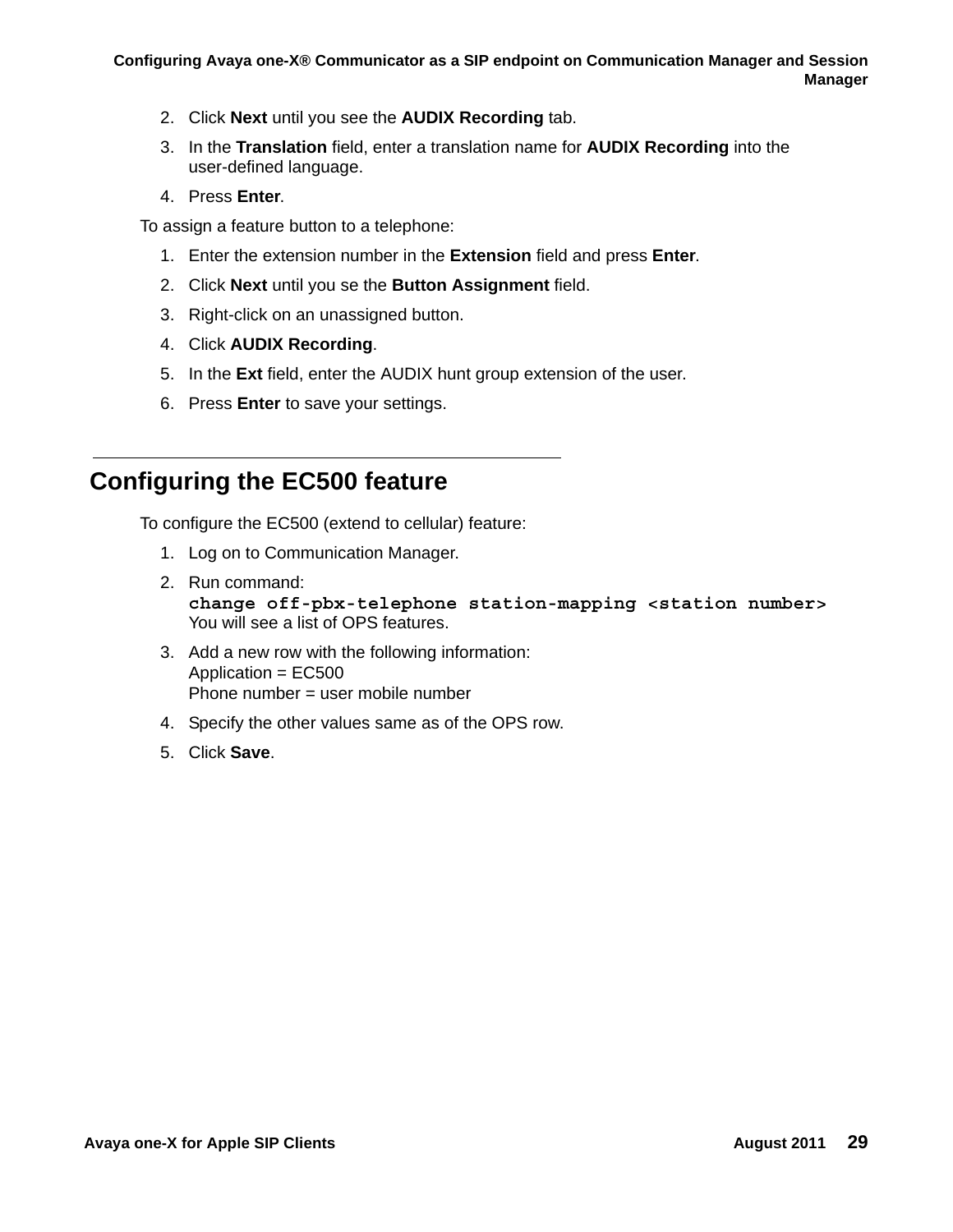2. Click **Next** until you see the **AUDIX Recording** tab.
3. In the **Translation** field, enter a translation name for **AUDIX Recording** into the user-defined language.
4. Press **Enter**.

To assign a feature button to a telephone:

1. Enter the extension number in the **Extension** field and press **Enter**.
2. Click **Next** until you se the **Button Assignment** field.
3. Right-click on an unassigned button.
4. Click **AUDIX Recording**.
5. In the **Ext** field, enter the AUDIX hunt group extension of the user.
6. Press **Enter** to save your settings.

## Configuring the EC500 feature

To configure the EC500 (extend to cellular) feature:

1. Log on to Communication Manager.
2. Run command:
   **`change off-pbx-telephone station-mapping <station number>`**
   You will see a list of OPS features.
3. Add a new row with the following information:
   Application = EC500
   Phone number = user mobile number
4. Specify the other values same as of the OPS row.
5. Click **Save**.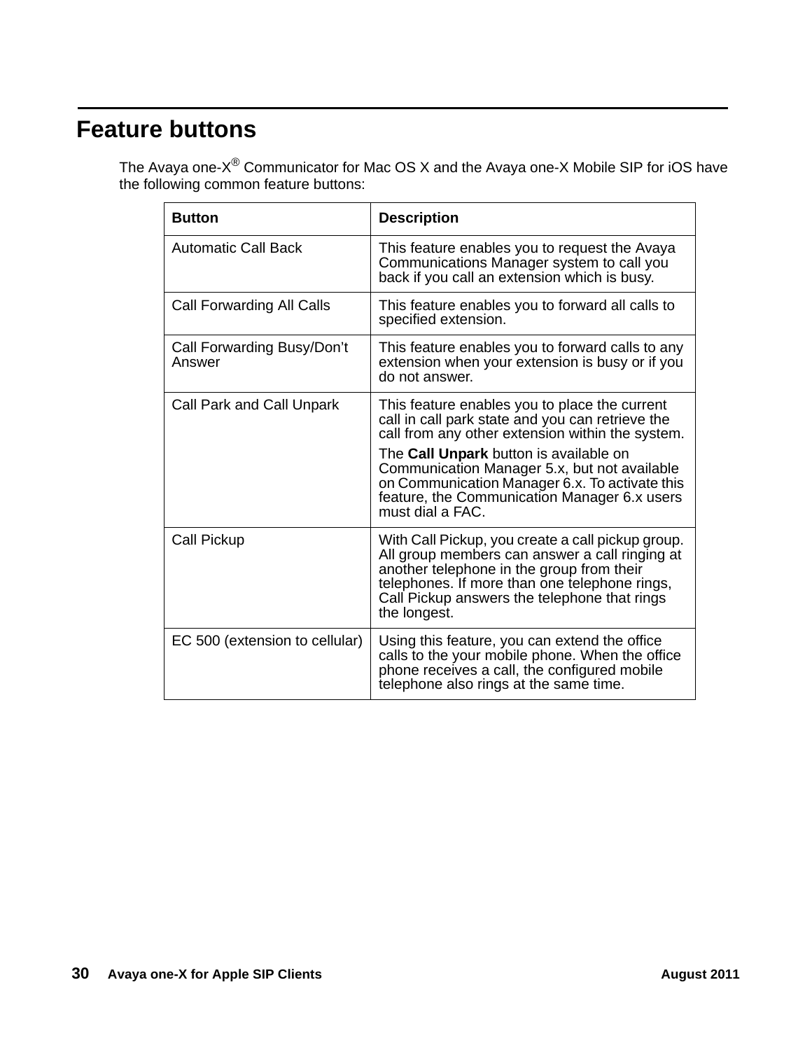# Feature buttons

The Avaya one-X® Communicator for Mac OS X and the Avaya one-X Mobile SIP for iOS have the following common feature buttons:

| Button | Description |
|---|---|
| Automatic Call Back | This feature enables you to request the Avaya Communications Manager system to call you back if you call an extension which is busy. |
| Call Forwarding All Calls | This feature enables you to forward all calls to specified extension. |
| Call Forwarding Busy/Don't Answer | This feature enables you to forward calls to any extension when your extension is busy or if you do not answer. |
| Call Park and Call Unpark | This feature enables you to place the current call in call park state and you can retrieve the call from any other extension within the system. The **Call Unpark** button is available on Communication Manager 5.x, but not available on Communication Manager 6.x. To activate this feature, the Communication Manager 6.x users must dial a FAC. |
| Call Pickup | With Call Pickup, you create a call pickup group. All group members can answer a call ringing at another telephone in the group from their telephones. If more than one telephone rings, Call Pickup answers the telephone that rings the longest. |
| EC 500 (extension to cellular) | Using this feature, you can extend the office calls to the your mobile phone. When the office phone receives a call, the configured mobile telephone also rings at the same time. |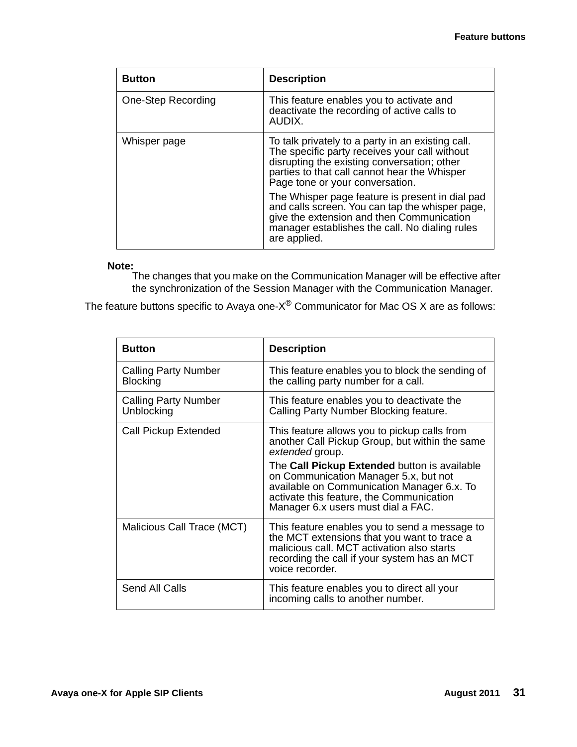| Button | Description |
| --- | --- |
| One-Step Recording | This feature enables you to activate and deactivate the recording of active calls to AUDIX. |
| Whisper page | To talk privately to a party in an existing call. The specific party receives your call without disrupting the existing conversation; other parties to that call cannot hear the Whisper Page tone or your conversation.<br><br>The Whisper page feature is present in dial pad and calls screen. You can tap the whisper page, give the extension and then Communication manager establishes the call. No dialing rules are applied. |

**Note:**
The changes that you make on the Communication Manager will be effective after the synchronization of the Session Manager with the Communication Manager.

The feature buttons specific to Avaya one-X® Communicator for Mac OS X are as follows:

| Button | Description |
| --- | --- |
| Calling Party Number Blocking | This feature enables you to block the sending of the calling party number for a call. |
| Calling Party Number Unblocking | This feature enables you to deactivate the Calling Party Number Blocking feature. |
| Call Pickup Extended | This feature allows you to pickup calls from another Call Pickup Group, but within the same *extended* group.<br><br>The **Call Pickup Extended** button is available on Communication Manager 5.x, but not available on Communication Manager 6.x. To activate this feature, the Communication Manager 6.x users must dial a FAC. |
| Malicious Call Trace (MCT) | This feature enables you to send a message to the MCT extensions that you want to trace a malicious call. MCT activation also starts recording the call if your system has an MCT voice recorder. |
| Send All Calls | This feature enables you to direct all your incoming calls to another number. |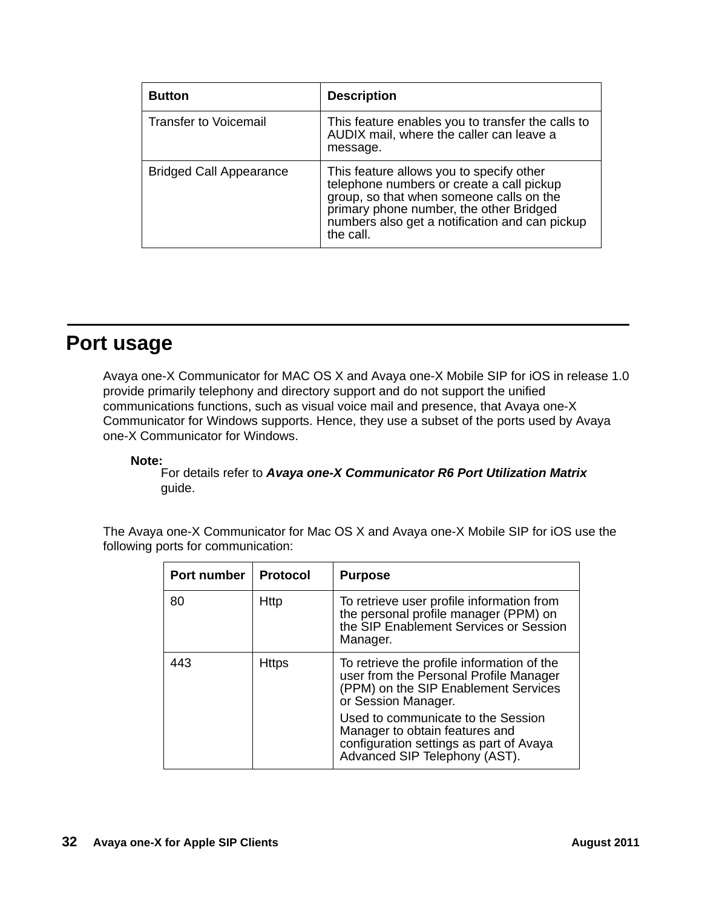| Button | Description |
| --- | --- |
| Transfer to Voicemail | This feature enables you to transfer the calls to AUDIX mail, where the caller can leave a message. |
| Bridged Call Appearance | This feature allows you to specify other telephone numbers or create a call pickup group, so that when someone calls on the primary phone number, the other Bridged numbers also get a notification and can pickup the call. |

## Port usage

Avaya one-X Communicator for MAC OS X and Avaya one-X Mobile SIP for iOS in release 1.0 provide primarily telephony and directory support and do not support the unified communications functions, such as visual voice mail and presence, that Avaya one-X Communicator for Windows supports. Hence, they use a subset of the ports used by Avaya one-X Communicator for Windows.

**Note:**
For details refer to ***Avaya one-X Communicator R6 Port Utilization Matrix*** guide.

The Avaya one-X Communicator for Mac OS X and Avaya one-X Mobile SIP for iOS use the following ports for communication:

| Port number | Protocol | Purpose |
| --- | --- | --- |
| 80 | Http | To retrieve user profile information from the personal profile manager (PPM) on the SIP Enablement Services or Session Manager. |
| 443 | Https | To retrieve the profile information of the user from the Personal Profile Manager (PPM) on the SIP Enablement Services or Session Manager.<br><br>Used to communicate to the Session Manager to obtain features and configuration settings as part of Avaya Advanced SIP Telephony (AST). |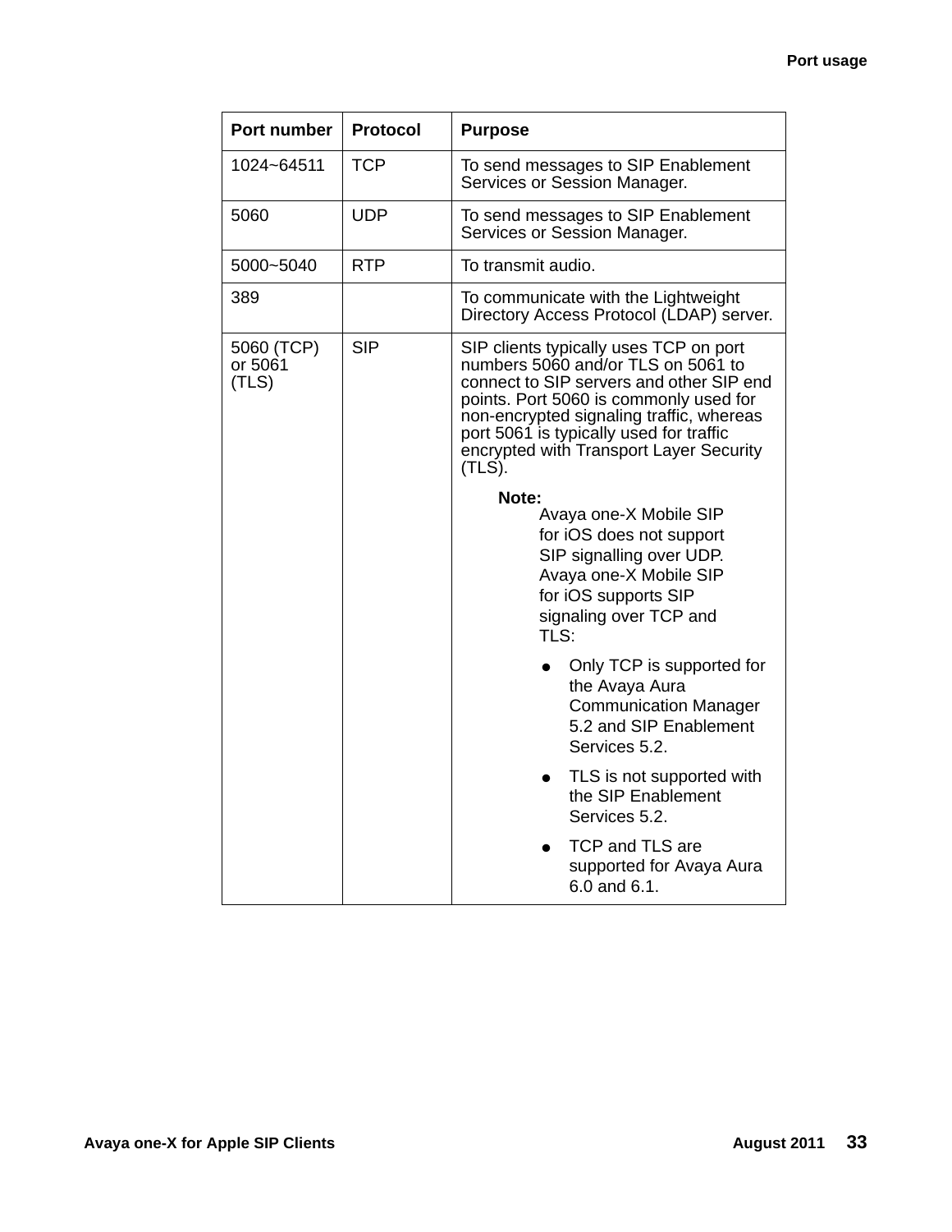| Port number | Protocol | Purpose |
|---|---|---|
| 1024~64511 | TCP | To send messages to SIP Enablement Services or Session Manager. |
| 5060 | UDP | To send messages to SIP Enablement Services or Session Manager. |
| 5000~5040 | RTP | To transmit audio. |
| 389 | | To communicate with the Lightweight Directory Access Protocol (LDAP) server. |
| 5060 (TCP) or 5061 (TLS) | SIP | SIP clients typically uses TCP on port numbers 5060 and/or TLS on 5061 to connect to SIP servers and other SIP end points. Port 5060 is commonly used for non-encrypted signaling traffic, whereas port 5061 is typically used for traffic encrypted with Transport Layer Security (TLS).<br><br>**Note:** Avaya one-X Mobile SIP for iOS does not support SIP signalling over UDP. Avaya one-X Mobile SIP for iOS supports SIP signaling over TCP and TLS:<br>● Only TCP is supported for the Avaya Aura Communication Manager 5.2 and SIP Enablement Services 5.2.<br>● TLS is not supported with the SIP Enablement Services 5.2.<br>● TCP and TLS are supported for Avaya Aura 6.0 and 6.1. |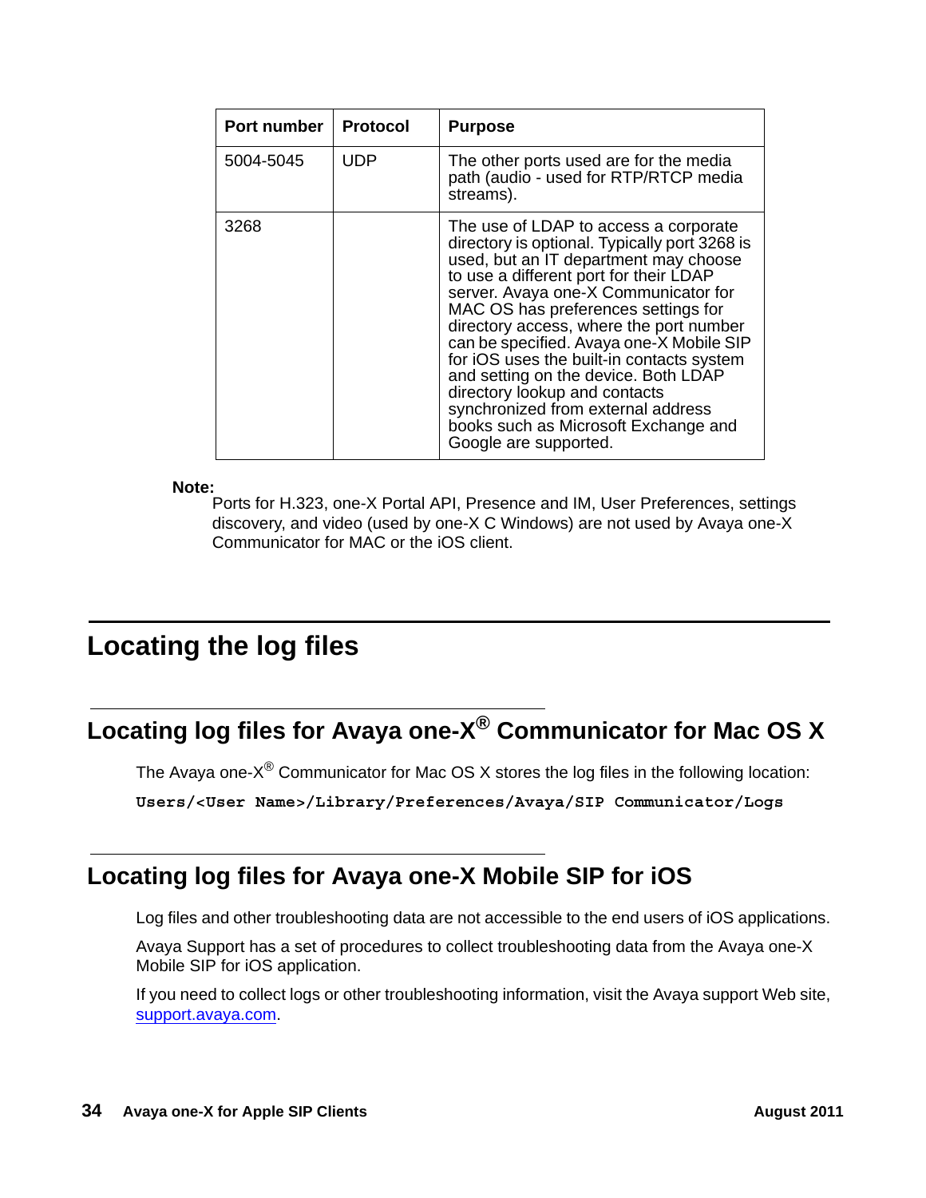| Port number | Protocol | Purpose |
| --- | --- | --- |
| 5004-5045 | UDP | The other ports used are for the media path (audio - used for RTP/RTCP media streams). |
| 3268 | | The use of LDAP to access a corporate directory is optional. Typically port 3268 is used, but an IT department may choose to use a different port for their LDAP server. Avaya one-X Communicator for MAC OS has preferences settings for directory access, where the port number can be specified. Avaya one-X Mobile SIP for iOS uses the built-in contacts system and setting on the device. Both LDAP directory lookup and contacts synchronized from external address books such as Microsoft Exchange and Google are supported. |

**Note:**

Ports for H.323, one-X Portal API, Presence and IM, User Preferences, settings discovery, and video (used by one-X C Windows) are not used by Avaya one-X Communicator for MAC or the iOS client.

# Locating the log files

## Locating log files for Avaya one-X® Communicator for Mac OS X

The Avaya one-X® Communicator for Mac OS X stores the log files in the following location:

`Users/<User Name>/Library/Preferences/Avaya/SIP Communicator/Logs`

## Locating log files for Avaya one-X Mobile SIP for iOS

Log files and other troubleshooting data are not accessible to the end users of iOS applications.

Avaya Support has a set of procedures to collect troubleshooting data from the Avaya one-X Mobile SIP for iOS application.

If you need to collect logs or other troubleshooting information, visit the Avaya support Web site, support.avaya.com.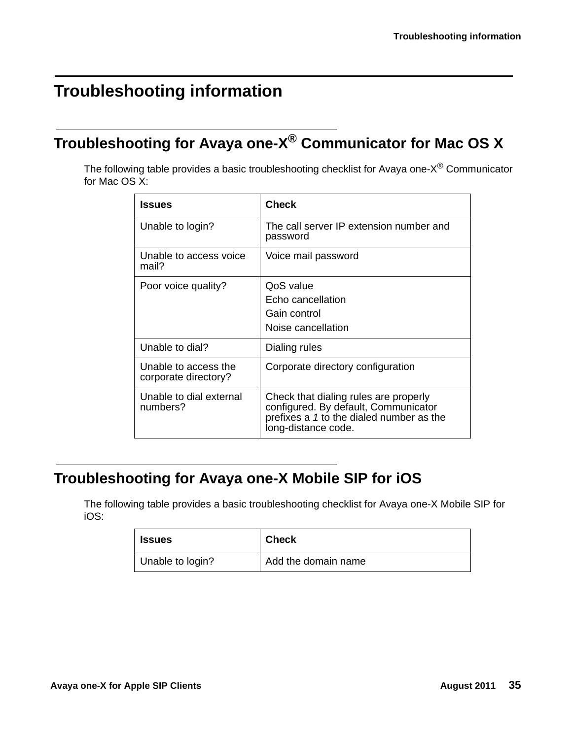# Troubleshooting information

## Troubleshooting for Avaya one-X® Communicator for Mac OS X

The following table provides a basic troubleshooting checklist for Avaya one-X® Communicator for Mac OS X:

| Issues | Check |
| --- | --- |
| Unable to login? | The call server IP extension number and password |
| Unable to access voice mail? | Voice mail password |
| Poor voice quality? | QoS value<br>Echo cancellation<br>Gain control<br>Noise cancellation |
| Unable to dial? | Dialing rules |
| Unable to access the corporate directory? | Corporate directory configuration |
| Unable to dial external numbers? | Check that dialing rules are properly configured. By default, Communicator prefixes a *1* to the dialed number as the long-distance code. |

## Troubleshooting for Avaya one-X Mobile SIP for iOS

The following table provides a basic troubleshooting checklist for Avaya one-X Mobile SIP for iOS:

| Issues | Check |
| --- | --- |
| Unable to login? | Add the domain name |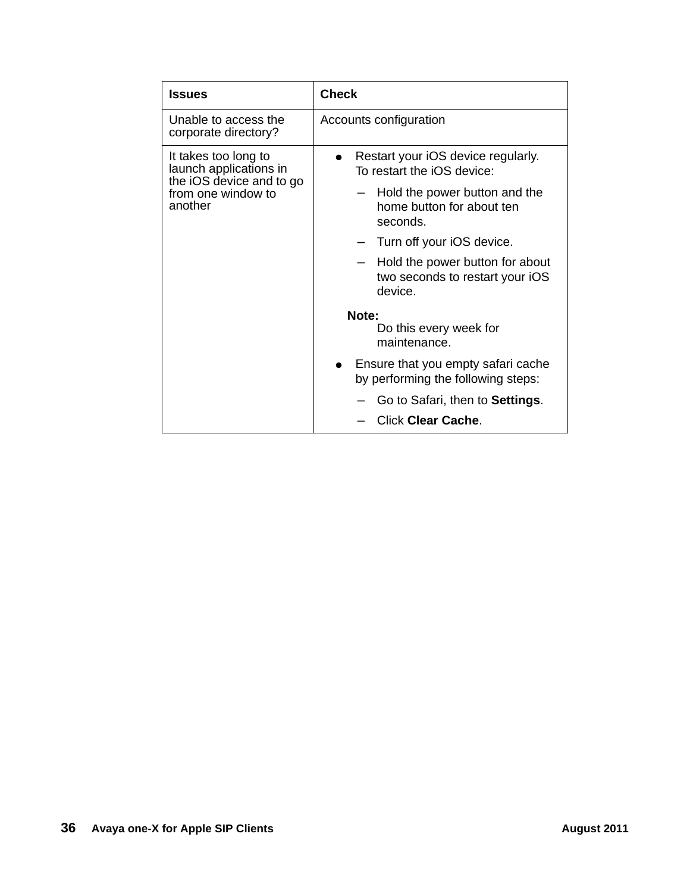| Issues | Check |
| --- | --- |
| Unable to access the corporate directory? | Accounts configuration |
| It takes too long to launch applications in the iOS device and to go from one window to another | • Restart your iOS device regularly. To restart the iOS device:<br>– Hold the power button and the home button for about ten seconds.<br>– Turn off your iOS device.<br>– Hold the power button for about two seconds to restart your iOS device.<br>**Note:** Do this every week for maintenance.<br>• Ensure that you empty safari cache by performing the following steps:<br>– Go to Safari, then to **Settings**.<br>– Click **Clear Cache**. |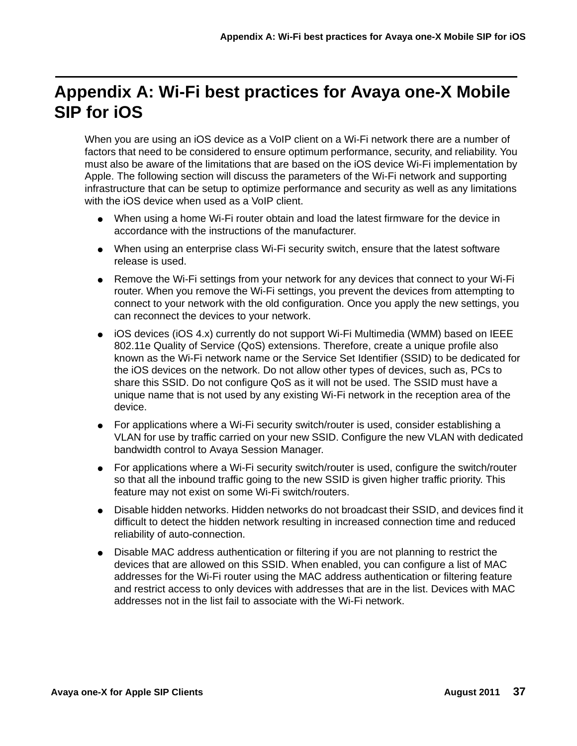# Appendix A: Wi-Fi best practices for Avaya one-X Mobile SIP for iOS

When you are using an iOS device as a VoIP client on a Wi-Fi network there are a number of factors that need to be considered to ensure optimum performance, security, and reliability. You must also be aware of the limitations that are based on the iOS device Wi-Fi implementation by Apple. The following section will discuss the parameters of the Wi-Fi network and supporting infrastructure that can be setup to optimize performance and security as well as any limitations with the iOS device when used as a VoIP client.

- When using a home Wi-Fi router obtain and load the latest firmware for the device in accordance with the instructions of the manufacturer.
- When using an enterprise class Wi-Fi security switch, ensure that the latest software release is used.
- Remove the Wi-Fi settings from your network for any devices that connect to your Wi-Fi router. When you remove the Wi-Fi settings, you prevent the devices from attempting to connect to your network with the old configuration. Once you apply the new settings, you can reconnect the devices to your network.
- iOS devices (iOS 4.x) currently do not support Wi-Fi Multimedia (WMM) based on IEEE 802.11e Quality of Service (QoS) extensions. Therefore, create a unique profile also known as the Wi-Fi network name or the Service Set Identifier (SSID) to be dedicated for the iOS devices on the network. Do not allow other types of devices, such as, PCs to share this SSID. Do not configure QoS as it will not be used. The SSID must have a unique name that is not used by any existing Wi-Fi network in the reception area of the device.
- For applications where a Wi-Fi security switch/router is used, consider establishing a VLAN for use by traffic carried on your new SSID. Configure the new VLAN with dedicated bandwidth control to Avaya Session Manager.
- For applications where a Wi-Fi security switch/router is used, configure the switch/router so that all the inbound traffic going to the new SSID is given higher traffic priority. This feature may not exist on some Wi-Fi switch/routers.
- Disable hidden networks. Hidden networks do not broadcast their SSID, and devices find it difficult to detect the hidden network resulting in increased connection time and reduced reliability of auto-connection.
- Disable MAC address authentication or filtering if you are not planning to restrict the devices that are allowed on this SSID. When enabled, you can configure a list of MAC addresses for the Wi-Fi router using the MAC address authentication or filtering feature and restrict access to only devices with addresses that are in the list. Devices with MAC addresses not in the list fail to associate with the Wi-Fi network.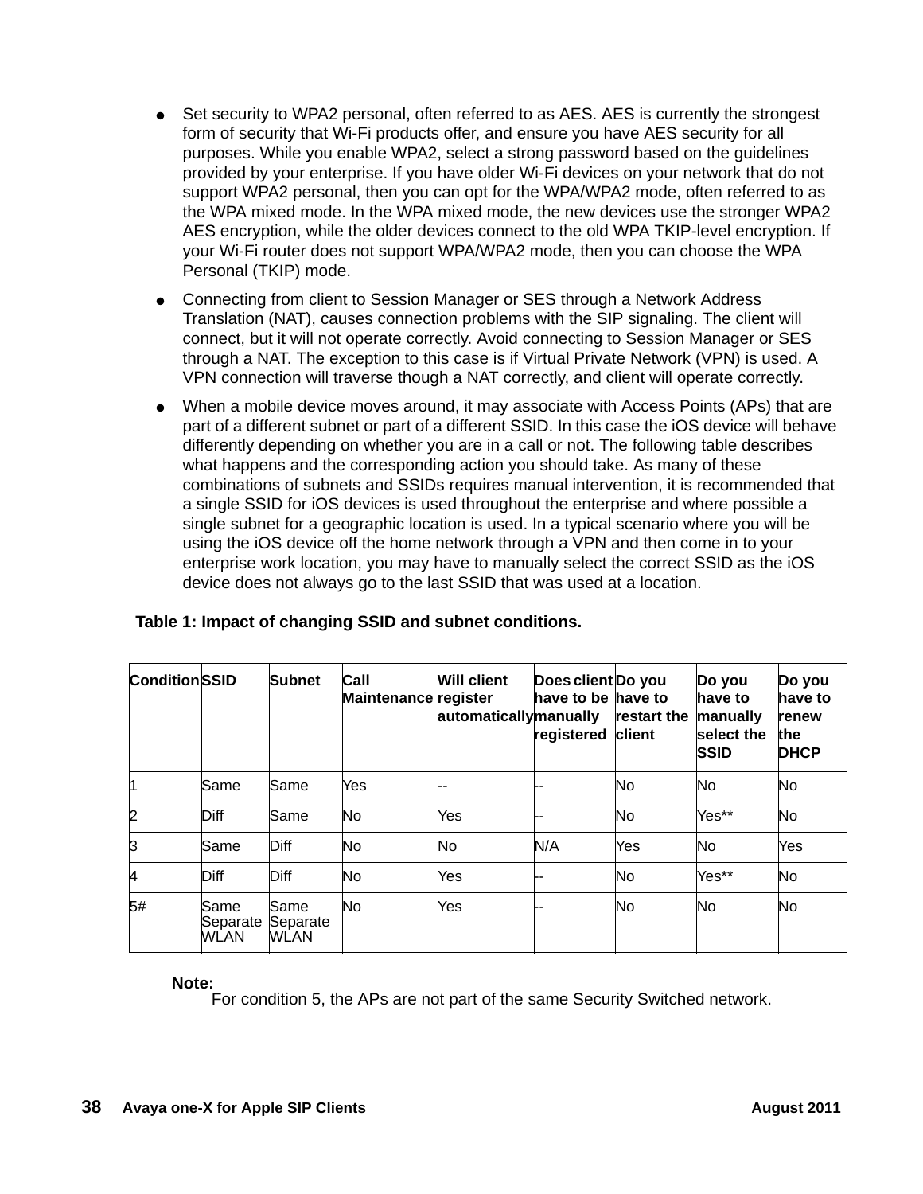- Set security to WPA2 personal, often referred to as AES. AES is currently the strongest form of security that Wi-Fi products offer, and ensure you have AES security for all purposes. While you enable WPA2, select a strong password based on the guidelines provided by your enterprise. If you have older Wi-Fi devices on your network that do not support WPA2 personal, then you can opt for the WPA/WPA2 mode, often referred to as the WPA mixed mode. In the WPA mixed mode, the new devices use the stronger WPA2 AES encryption, while the older devices connect to the old WPA TKIP-level encryption. If your Wi-Fi router does not support WPA/WPA2 mode, then you can choose the WPA Personal (TKIP) mode.
- Connecting from client to Session Manager or SES through a Network Address Translation (NAT), causes connection problems with the SIP signaling. The client will connect, but it will not operate correctly. Avoid connecting to Session Manager or SES through a NAT. The exception to this case is if Virtual Private Network (VPN) is used. A VPN connection will traverse though a NAT correctly, and client will operate correctly.
- When a mobile device moves around, it may associate with Access Points (APs) that are part of a different subnet or part of a different SSID. In this case the iOS device will behave differently depending on whether you are in a call or not. The following table describes what happens and the corresponding action you should take. As many of these combinations of subnets and SSIDs requires manual intervention, it is recommended that a single SSID for iOS devices is used throughout the enterprise and where possible a single subnet for a geographic location is used. In a typical scenario where you will be using the iOS device off the home network through a VPN and then come in to your enterprise work location, you may have to manually select the correct SSID as the iOS device does not always go to the last SSID that was used at a location.

**Table 1: Impact of changing SSID and subnet conditions.**

| Condition | SSID | Subnet | Call Maintenance | Will client register automatically | Does client have to be manually registered | Do you have to restart the client | Do you have to manually select the SSID | Do you have to renew the DHCP |
|---|---|---|---|---|---|---|---|---|
| 1 | Same | Same | Yes | -- | -- | No | No | No |
| 2 | Diff | Same | No | Yes | -- | No | Yes** | No |
| 3 | Same | Diff | No | No | N/A | Yes | No | Yes |
| 4 | Diff | Diff | No | Yes | -- | No | Yes** | No |
| 5# | Same Separate WLAN | Same Separate WLAN | No | Yes | -- | No | No | No |

**Note:**
For condition 5, the APs are not part of the same Security Switched network.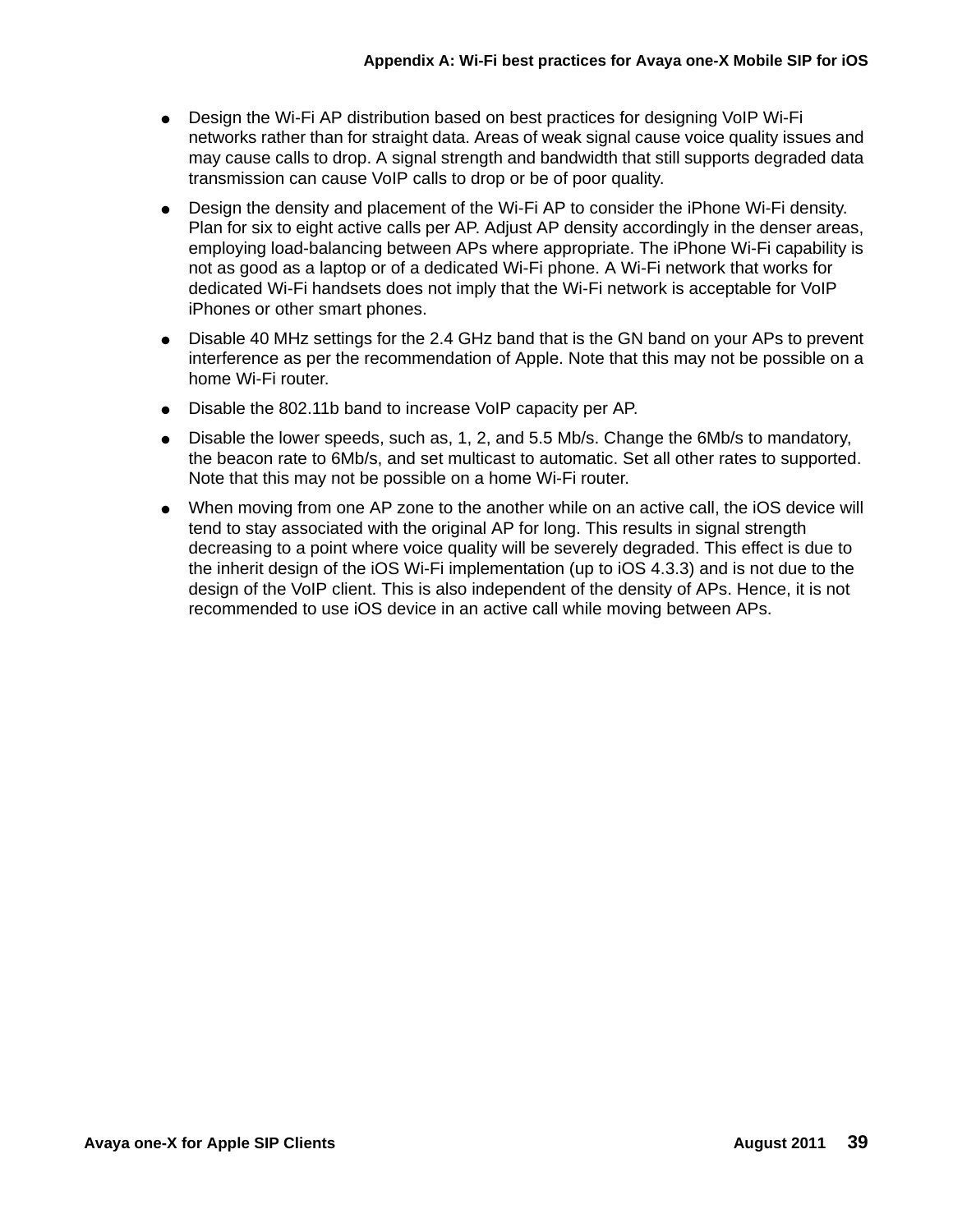- Design the Wi-Fi AP distribution based on best practices for designing VoIP Wi-Fi networks rather than for straight data. Areas of weak signal cause voice quality issues and may cause calls to drop. A signal strength and bandwidth that still supports degraded data transmission can cause VoIP calls to drop or be of poor quality.
- Design the density and placement of the Wi-Fi AP to consider the iPhone Wi-Fi density. Plan for six to eight active calls per AP. Adjust AP density accordingly in the denser areas, employing load-balancing between APs where appropriate. The iPhone Wi-Fi capability is not as good as a laptop or of a dedicated Wi-Fi phone. A Wi-Fi network that works for dedicated Wi-Fi handsets does not imply that the Wi-Fi network is acceptable for VoIP iPhones or other smart phones.
- Disable 40 MHz settings for the 2.4 GHz band that is the GN band on your APs to prevent interference as per the recommendation of Apple. Note that this may not be possible on a home Wi-Fi router.
- Disable the 802.11b band to increase VoIP capacity per AP.
- Disable the lower speeds, such as, 1, 2, and 5.5 Mb/s. Change the 6Mb/s to mandatory, the beacon rate to 6Mb/s, and set multicast to automatic. Set all other rates to supported. Note that this may not be possible on a home Wi-Fi router.
- When moving from one AP zone to the another while on an active call, the iOS device will tend to stay associated with the original AP for long. This results in signal strength decreasing to a point where voice quality will be severely degraded. This effect is due to the inherit design of the iOS Wi-Fi implementation (up to iOS 4.3.3) and is not due to the design of the VoIP client. This is also independent of the density of APs. Hence, it is not recommended to use iOS device in an active call while moving between APs.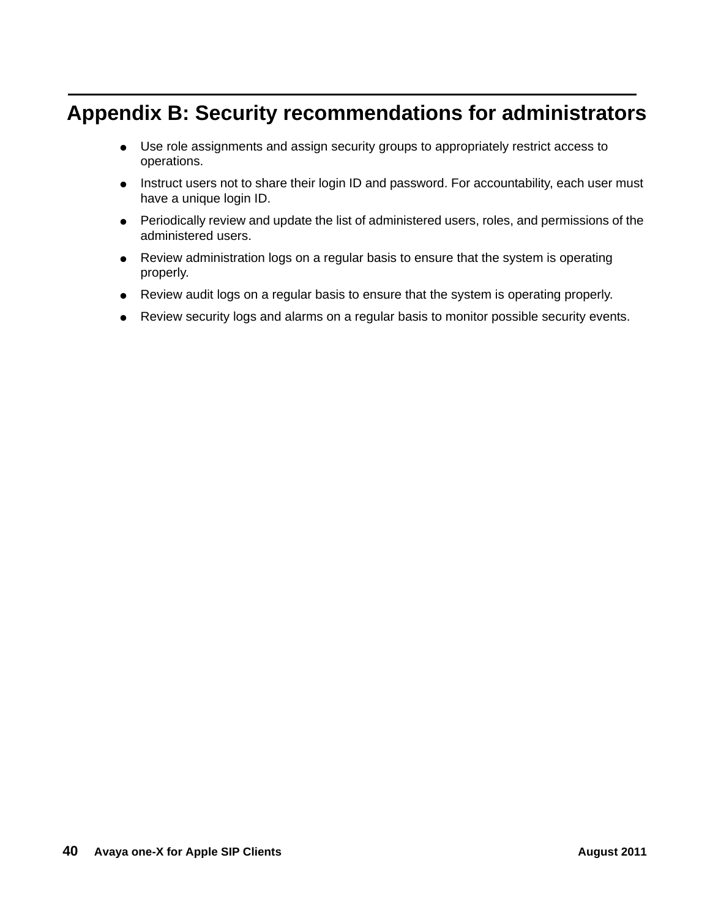# Appendix B: Security recommendations for administrators

- Use role assignments and assign security groups to appropriately restrict access to operations.
- Instruct users not to share their login ID and password. For accountability, each user must have a unique login ID.
- Periodically review and update the list of administered users, roles, and permissions of the administered users.
- Review administration logs on a regular basis to ensure that the system is operating properly.
- Review audit logs on a regular basis to ensure that the system is operating properly.
- Review security logs and alarms on a regular basis to monitor possible security events.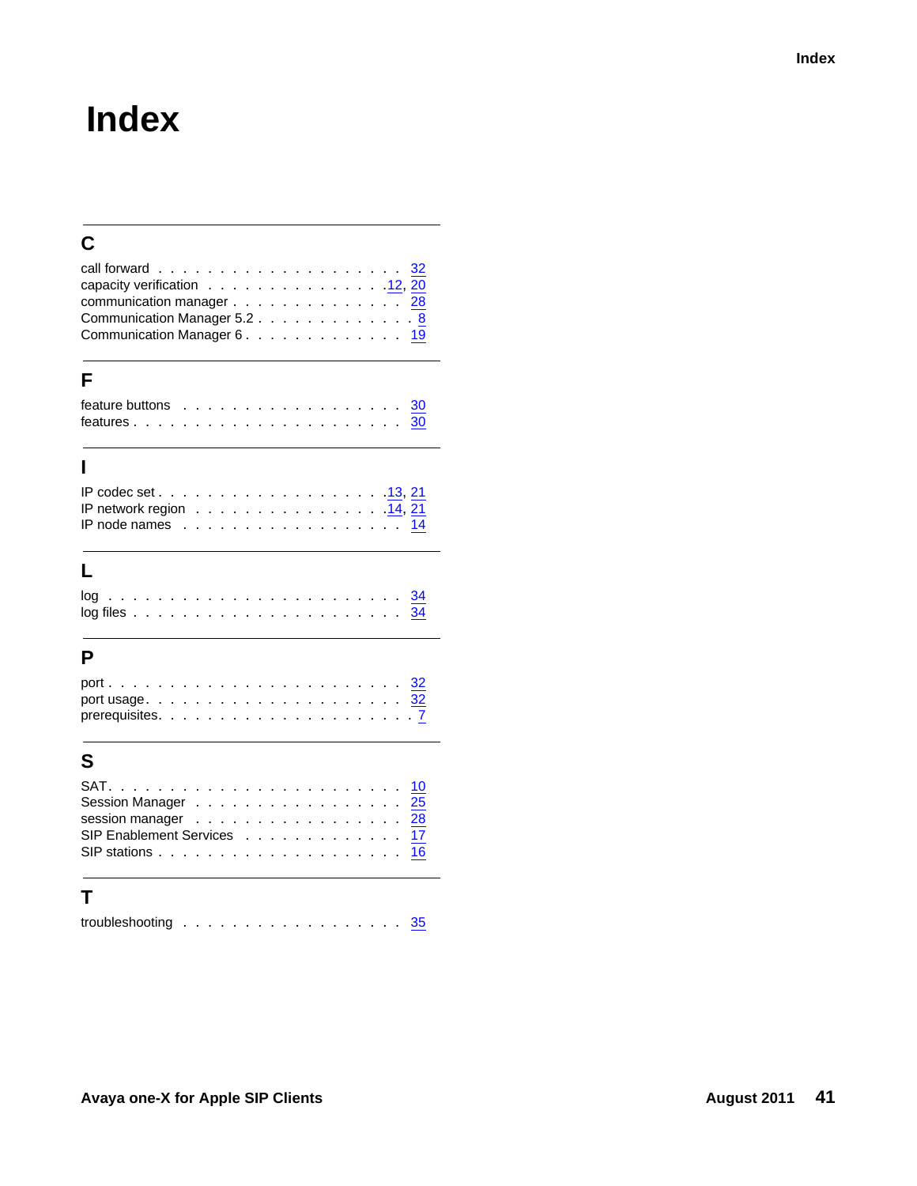# Index

## C

call forward . . . . . . . . . . . . . . . . . . . . . 32
capacity verification . . . . . . . . . . . . . . . .12, 20
communication manager . . . . . . . . . . . . . . 28
Communication Manager 5.2 . . . . . . . . . . . . . 8
Communication Manager 6 . . . . . . . . . . . . . 19

## F

feature buttons . . . . . . . . . . . . . . . . . . 30
features . . . . . . . . . . . . . . . . . . . . . . 30

## I

IP codec set . . . . . . . . . . . . . . . . . .13, 21
IP network region . . . . . . . . . . . . . . . .14, 21
IP node names . . . . . . . . . . . . . . . . . . 14

## L

log . . . . . . . . . . . . . . . . . . . . . . . . 34
log files . . . . . . . . . . . . . . . . . . . . . 34

## P

port . . . . . . . . . . . . . . . . . . . . . . . 32
port usage. . . . . . . . . . . . . . . . . . . . . 32
prerequisites. . . . . . . . . . . . . . . . . . . . 7

## S

SAT. . . . . . . . . . . . . . . . . . . . . . . . 10
Session Manager . . . . . . . . . . . . . . . . . 25
session manager . . . . . . . . . . . . . . . . . 28
SIP Enablement Services . . . . . . . . . . . . . 17
SIP stations . . . . . . . . . . . . . . . . . . . 16

## T

troubleshooting . . . . . . . . . . . . . . . . . . 35